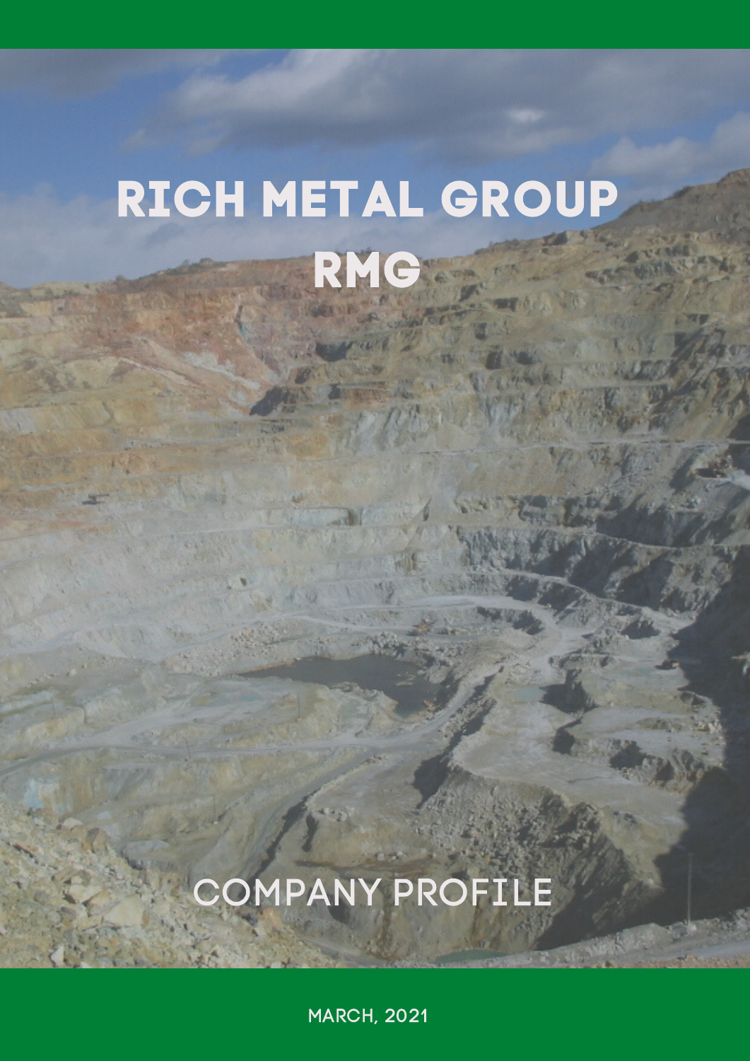# RICH METAL GROUP
# RMG

## COMPANY PROFILE

MARCH, 2021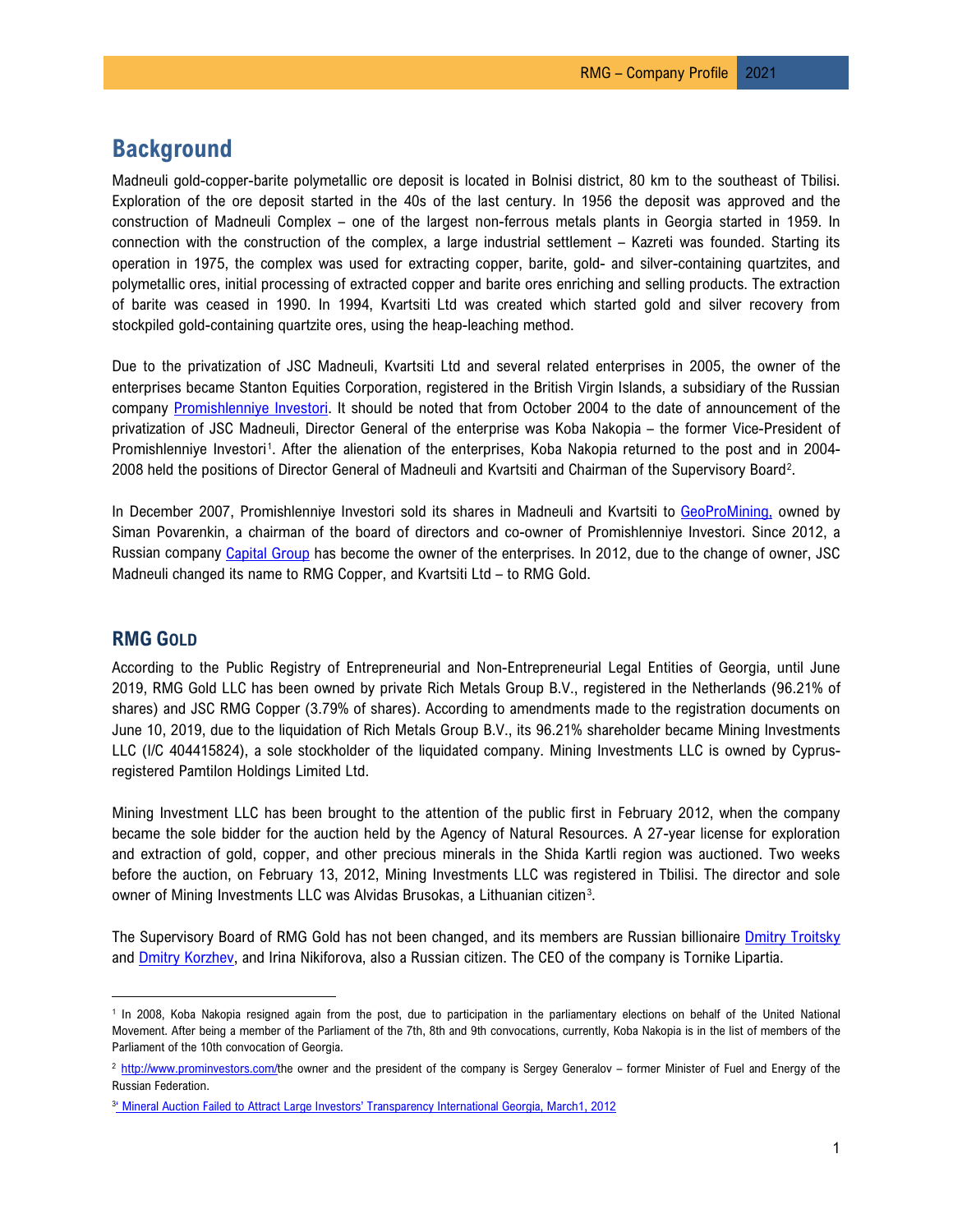# Background

Madneuli gold-copper-barite polymetallic ore deposit is located in Bolnisi district, 80 km to the southeast of Tbilisi. Exploration of the ore deposit started in the 40s of the last century. In 1956 the deposit was approved and the construction of Madneuli Complex – one of the largest non-ferrous metals plants in Georgia started in 1959. In connection with the construction of the complex, a large industrial settlement – Kazreti was founded. Starting its operation in 1975, the complex was used for extracting copper, barite, gold- and silver-containing quartzites, and polymetallic ores, initial processing of extracted copper and barite ores enriching and selling products. The extraction of barite was ceased in 1990. In 1994, Kvartsiti Ltd was created which started gold and silver recovery from stockpiled gold-containing quartzite ores, using the heap-leaching method.

Due to the privatization of JSC Madneuli, Kvartsiti Ltd and several related enterprises in 2005, the owner of the enterprises became Stanton Equities Corporation, registered in the British Virgin Islands, a subsidiary of the Russian company Promishlenniye Investori. It should be noted that from October 2004 to the date of announcement of the privatization of JSC Madneuli, Director General of the enterprise was Koba Nakopia – the former Vice-President of Promishlenniye Investori[1]. After the alienation of the enterprises, Koba Nakopia returned to the post and in 2004-2008 held the positions of Director General of Madneuli and Kvartsiti and Chairman of the Supervisory Board[2].

In December 2007, Promishlenniye Investori sold its shares in Madneuli and Kvartsiti to GeoProMining, owned by Siman Povarenkin, a chairman of the board of directors and co-owner of Promishlenniye Investori. Since 2012, a Russian company Capital Group has become the owner of the enterprises. In 2012, due to the change of owner, JSC Madneuli changed its name to RMG Copper, and Kvartsiti Ltd – to RMG Gold.

## RMG Gold

According to the Public Registry of Entrepreneurial and Non-Entrepreneurial Legal Entities of Georgia, until June 2019, RMG Gold LLC has been owned by private Rich Metals Group B.V., registered in the Netherlands (96.21% of shares) and JSC RMG Copper (3.79% of shares). According to amendments made to the registration documents on June 10, 2019, due to the liquidation of Rich Metals Group B.V., its 96.21% shareholder became Mining Investments LLC (I/C 404415824), a sole stockholder of the liquidated company. Mining Investments LLC is owned by Cyprus-registered Pamtilon Holdings Limited Ltd.

Mining Investment LLC has been brought to the attention of the public first in February 2012, when the company became the sole bidder for the auction held by the Agency of Natural Resources. A 27-year license for exploration and extraction of gold, copper, and other precious minerals in the Shida Kartli region was auctioned. Two weeks before the auction, on February 13, 2012, Mining Investments LLC was registered in Tbilisi. The director and sole owner of Mining Investments LLC was Alvidas Brusokas, a Lithuanian citizen[3].

The Supervisory Board of RMG Gold has not been changed, and its members are Russian billionaire Dmitry Troitsky and Dmitry Korzhev, and Irina Nikiforova, also a Russian citizen. The CEO of the company is Tornike Lipartia.

---

[1] In 2008, Koba Nakopia resigned again from the post, due to participation in the parliamentary elections on behalf of the United National Movement. After being a member of the Parliament of the 7th, 8th and 9th convocations, currently, Koba Nakopia is in the list of members of the Parliament of the 10th convocation of Georgia.

[2] http://www.prominvestors.com/the owner and the president of the company is Sergey Generalov – former Minister of Fuel and Energy of the Russian Federation.

[3] ' Mineral Auction Failed to Attract Large Investors' Transparency International Georgia, March1, 2012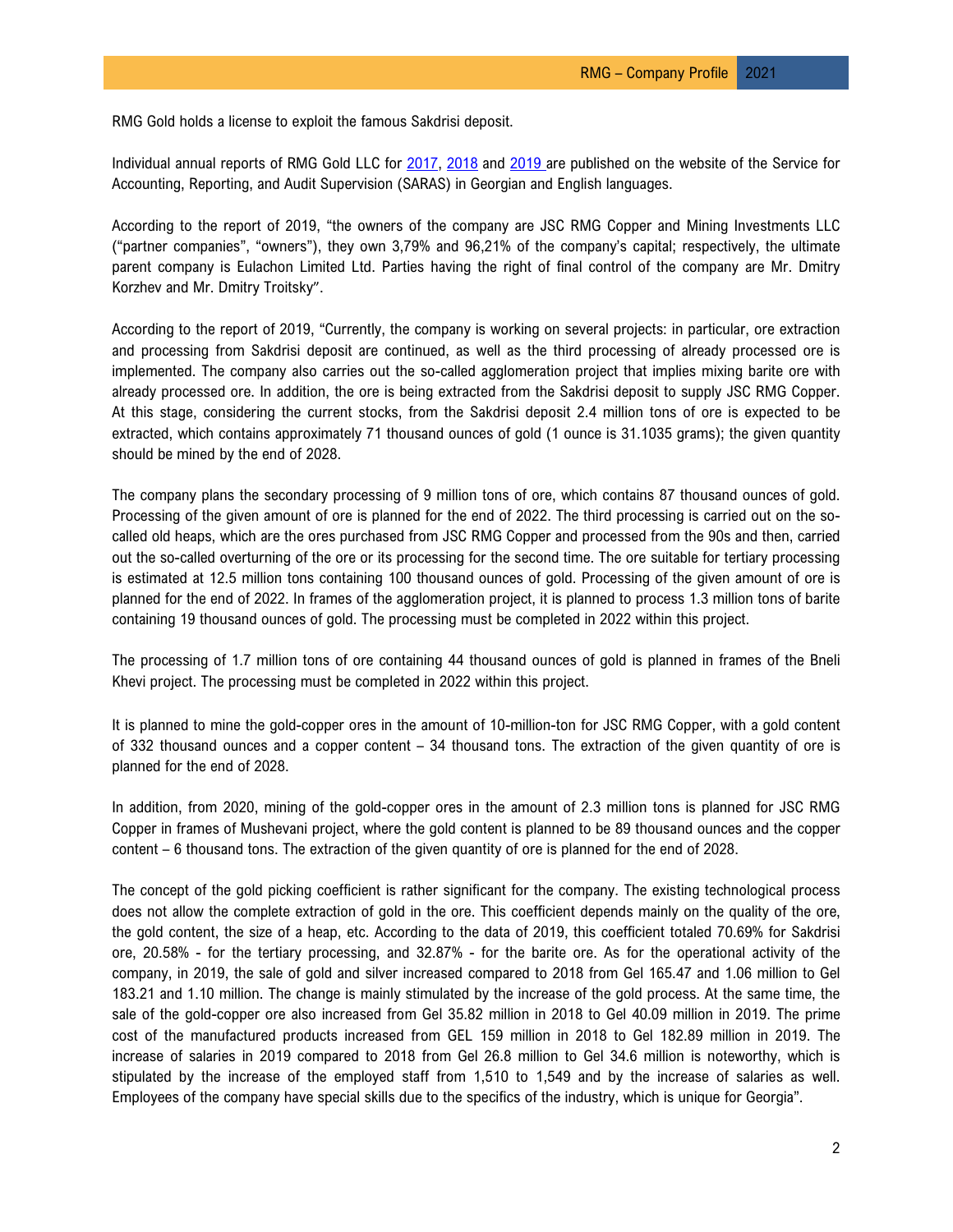RMG Gold holds a license to exploit the famous Sakdrisi deposit.

Individual annual reports of RMG Gold LLC for 2017, 2018 and 2019 are published on the website of the Service for Accounting, Reporting, and Audit Supervision (SARAS) in Georgian and English languages.

According to the report of 2019, "the owners of the company are JSC RMG Copper and Mining Investments LLC ("partner companies", "owners"), they own 3,79% and 96,21% of the company's capital; respectively, the ultimate parent company is Eulachon Limited Ltd. Parties having the right of final control of the company are Mr. Dmitry Korzhev and Mr. Dmitry Troitsky".

According to the report of 2019, "Currently, the company is working on several projects: in particular, ore extraction and processing from Sakdrisi deposit are continued, as well as the third processing of already processed ore is implemented. The company also carries out the so-called agglomeration project that implies mixing barite ore with already processed ore. In addition, the ore is being extracted from the Sakdrisi deposit to supply JSC RMG Copper. At this stage, considering the current stocks, from the Sakdrisi deposit 2.4 million tons of ore is expected to be extracted, which contains approximately 71 thousand ounces of gold (1 ounce is 31.1035 grams); the given quantity should be mined by the end of 2028.

The company plans the secondary processing of 9 million tons of ore, which contains 87 thousand ounces of gold. Processing of the given amount of ore is planned for the end of 2022. The third processing is carried out on the so-called old heaps, which are the ores purchased from JSC RMG Copper and processed from the 90s and then, carried out the so-called overturning of the ore or its processing for the second time. The ore suitable for tertiary processing is estimated at 12.5 million tons containing 100 thousand ounces of gold. Processing of the given amount of ore is planned for the end of 2022. In frames of the agglomeration project, it is planned to process 1.3 million tons of barite containing 19 thousand ounces of gold. The processing must be completed in 2022 within this project.

The processing of 1.7 million tons of ore containing 44 thousand ounces of gold is planned in frames of the Bneli Khevi project. The processing must be completed in 2022 within this project.

It is planned to mine the gold-copper ores in the amount of 10-million-ton for JSC RMG Copper, with a gold content of 332 thousand ounces and a copper content – 34 thousand tons. The extraction of the given quantity of ore is planned for the end of 2028.

In addition, from 2020, mining of the gold-copper ores in the amount of 2.3 million tons is planned for JSC RMG Copper in frames of Mushevani project, where the gold content is planned to be 89 thousand ounces and the copper content – 6 thousand tons. The extraction of the given quantity of ore is planned for the end of 2028.

The concept of the gold picking coefficient is rather significant for the company. The existing technological process does not allow the complete extraction of gold in the ore. This coefficient depends mainly on the quality of the ore, the gold content, the size of a heap, etc. According to the data of 2019, this coefficient totaled 70.69% for Sakdrisi ore, 20.58% - for the tertiary processing, and 32.87% - for the barite ore. As for the operational activity of the company, in 2019, the sale of gold and silver increased compared to 2018 from Gel 165.47 and 1.06 million to Gel 183.21 and 1.10 million. The change is mainly stimulated by the increase of the gold process. At the same time, the sale of the gold-copper ore also increased from Gel 35.82 million in 2018 to Gel 40.09 million in 2019. The prime cost of the manufactured products increased from GEL 159 million in 2018 to Gel 182.89 million in 2019. The increase of salaries in 2019 compared to 2018 from Gel 26.8 million to Gel 34.6 million is noteworthy, which is stipulated by the increase of the employed staff from 1,510 to 1,549 and by the increase of salaries as well. Employees of the company have special skills due to the specifics of the industry, which is unique for Georgia".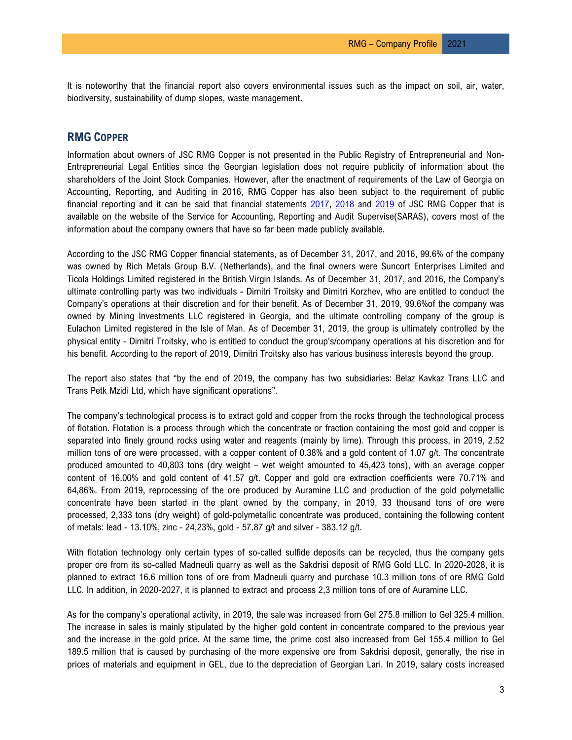It is noteworthy that the financial report also covers environmental issues such as the impact on soil, air, water, biodiversity, sustainability of dump slopes, waste management.

## RMG Copper

Information about owners of JSC RMG Copper is not presented in the Public Registry of Entrepreneurial and Non-Entrepreneurial Legal Entities since the Georgian legislation does not require publicity of information about the shareholders of the Joint Stock Companies. However, after the enactment of requirements of the Law of Georgia on Accounting, Reporting, and Auditing in 2016, RMG Copper has also been subject to the requirement of public financial reporting and it can be said that financial statements 2017, 2018 and 2019 of JSC RMG Copper that is available on the website of the Service for Accounting, Reporting and Audit Supervise(SARAS), covers most of the information about the company owners that have so far been made publicly available.

According to the JSC RMG Copper financial statements, as of December 31, 2017, and 2016, 99.6% of the company was owned by Rich Metals Group B.V. (Netherlands), and the final owners were Suncort Enterprises Limited and Ticola Holdings Limited registered in the British Virgin Islands. As of December 31, 2017, and 2016, the Company's ultimate controlling party was two individuals - Dimitri Troitsky and Dimitri Korzhev, who are entitled to conduct the Company's operations at their discretion and for their benefit. As of December 31, 2019, 99.6%of the company was owned by Mining Investments LLC registered in Georgia, and the ultimate controlling company of the group is Eulachon Limited registered in the Isle of Man. As of December 31, 2019, the group is ultimately controlled by the physical entity - Dimitri Troitsky, who is entitled to conduct the group's/company operations at his discretion and for his benefit. According to the report of 2019, Dimitri Troitsky also has various business interests beyond the group.

The report also states that "by the end of 2019, the company has two subsidiaries: Belaz Kavkaz Trans LLC and Trans Petk Mzidi Ltd, which have significant operations".

The company's technological process is to extract gold and copper from the rocks through the technological process of flotation. Flotation is a process through which the concentrate or fraction containing the most gold and copper is separated into finely ground rocks using water and reagents (mainly by lime). Through this process, in 2019, 2.52 million tons of ore were processed, with a copper content of 0.38% and a gold content of 1.07 g/t. The concentrate produced amounted to 40,803 tons (dry weight – wet weight amounted to 45,423 tons), with an average copper content of 16.00% and gold content of 41.57 g/t. Copper and gold ore extraction coefficients were 70.71% and 64,86%. From 2019, reprocessing of the ore produced by Auramine LLC and production of the gold polymetallic concentrate have been started in the plant owned by the company, in 2019, 33 thousand tons of ore were processed, 2,333 tons (dry weight) of gold-polymetallic concentrate was produced, containing the following content of metals: lead - 13.10%, zinc - 24,23%, gold - 57.87 g/t and silver - 383.12 g/t.

With flotation technology only certain types of so-called sulfide deposits can be recycled, thus the company gets proper ore from its so-called Madneuli quarry as well as the Sakdrisi deposit of RMG Gold LLC. In 2020-2028, it is planned to extract 16.6 million tons of ore from Madneuli quarry and purchase 10.3 million tons of ore RMG Gold LLC. In addition, in 2020-2027, it is planned to extract and process 2,3 million tons of ore of Auramine LLC.

As for the company's operational activity, in 2019, the sale was increased from Gel 275.8 million to Gel 325.4 million. The increase in sales is mainly stipulated by the higher gold content in concentrate compared to the previous year and the increase in the gold price. At the same time, the prime cost also increased from Gel 155.4 million to Gel 189.5 million that is caused by purchasing of the more expensive ore from Sakdrisi deposit, generally, the rise in prices of materials and equipment in GEL, due to the depreciation of Georgian Lari. In 2019, salary costs increased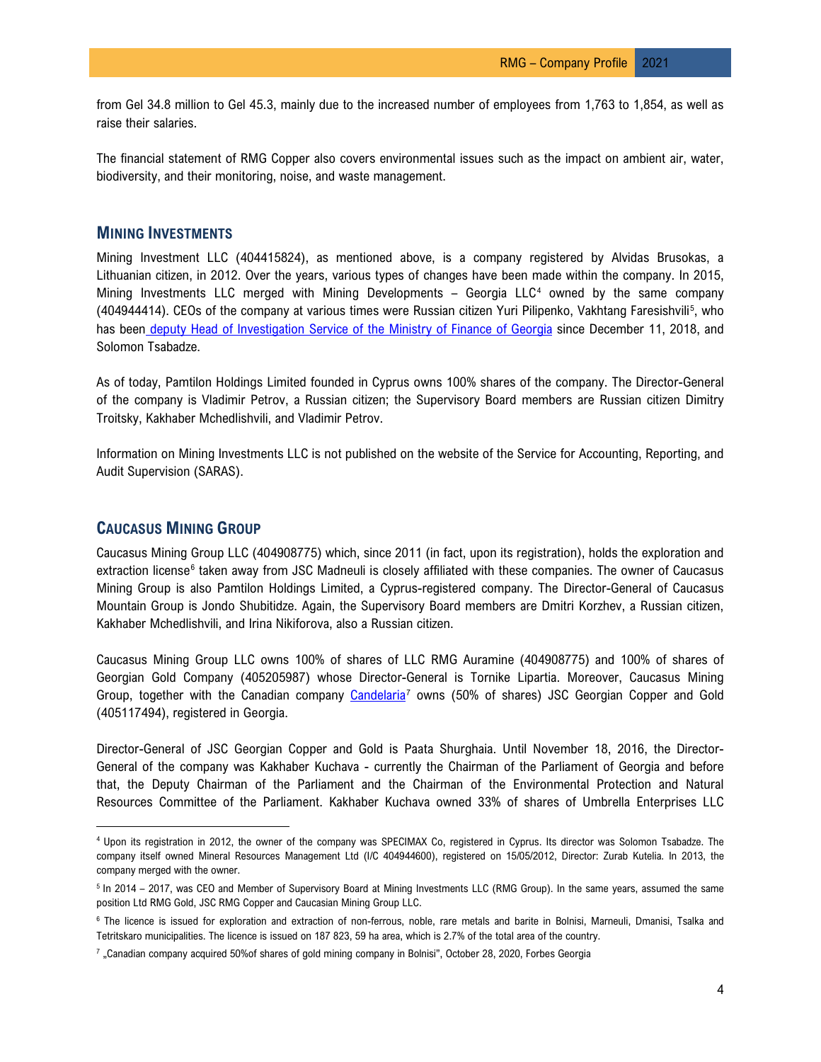from Gel 34.8 million to Gel 45.3, mainly due to the increased number of employees from 1,763 to 1,854, as well as raise their salaries.

The financial statement of RMG Copper also covers environmental issues such as the impact on ambient air, water, biodiversity, and their monitoring, noise, and waste management.

## Mining Investments

Mining Investment LLC (404415824), as mentioned above, is a company registered by Alvidas Brusokas, a Lithuanian citizen, in 2012. Over the years, various types of changes have been made within the company. In 2015, Mining Investments LLC merged with Mining Developments – Georgia LLC[4] owned by the same company (404944414). CEOs of the company at various times were Russian citizen Yuri Pilipenko, Vakhtang Faresishvili[5], who has been deputy Head of Investigation Service of the Ministry of Finance of Georgia since December 11, 2018, and Solomon Tsabadze.

As of today, Pamtilon Holdings Limited founded in Cyprus owns 100% shares of the company. The Director-General of the company is Vladimir Petrov, a Russian citizen; the Supervisory Board members are Russian citizen Dimitry Troitsky, Kakhaber Mchedlishvili, and Vladimir Petrov.

Information on Mining Investments LLC is not published on the website of the Service for Accounting, Reporting, and Audit Supervision (SARAS).

## Caucasus Mining Group

Caucasus Mining Group LLC (404908775) which, since 2011 (in fact, upon its registration), holds the exploration and extraction license[6] taken away from JSC Madneuli is closely affiliated with these companies. The owner of Caucasus Mining Group is also Pamtilon Holdings Limited, a Cyprus-registered company. The Director-General of Caucasus Mountain Group is Jondo Shubitidze. Again, the Supervisory Board members are Dmitri Korzhev, a Russian citizen, Kakhaber Mchedlishvili, and Irina Nikiforova, also a Russian citizen.

Caucasus Mining Group LLC owns 100% of shares of LLC RMG Auramine (404908775) and 100% of shares of Georgian Gold Company (405205987) whose Director-General is Tornike Lipartia. Moreover, Caucasus Mining Group, together with the Canadian company Candelaria[7] owns (50% of shares) JSC Georgian Copper and Gold (405117494), registered in Georgia.

Director-General of JSC Georgian Copper and Gold is Paata Shurghaia. Until November 18, 2016, the Director-General of the company was Kakhaber Kuchava - currently the Chairman of the Parliament of Georgia and before that, the Deputy Chairman of the Parliament and the Chairman of the Environmental Protection and Natural Resources Committee of the Parliament. Kakhaber Kuchava owned 33% of shares of Umbrella Enterprises LLC

---

[4] Upon its registration in 2012, the owner of the company was SPECIMAX Co, registered in Cyprus. Its director was Solomon Tsabadze. The company itself owned Mineral Resources Management Ltd (I/C 404944600), registered on 15/05/2012, Director: Zurab Kutelia. In 2013, the company merged with the owner.

[5] In 2014 – 2017, was CEO and Member of Supervisory Board at Mining Investments LLC (RMG Group). In the same years, assumed the same position Ltd RMG Gold, JSC RMG Copper and Caucasian Mining Group LLC.

[6] The licence is issued for exploration and extraction of non-ferrous, noble, rare metals and barite in Bolnisi, Marneuli, Dmanisi, Tsalka and Tetritskaro municipalities. The licence is issued on 187 823, 59 ha area, which is 2.7% of the total area of the country.

[7] „Canadian company acquired 50%of shares of gold mining company in Bolnisi", October 28, 2020, Forbes Georgia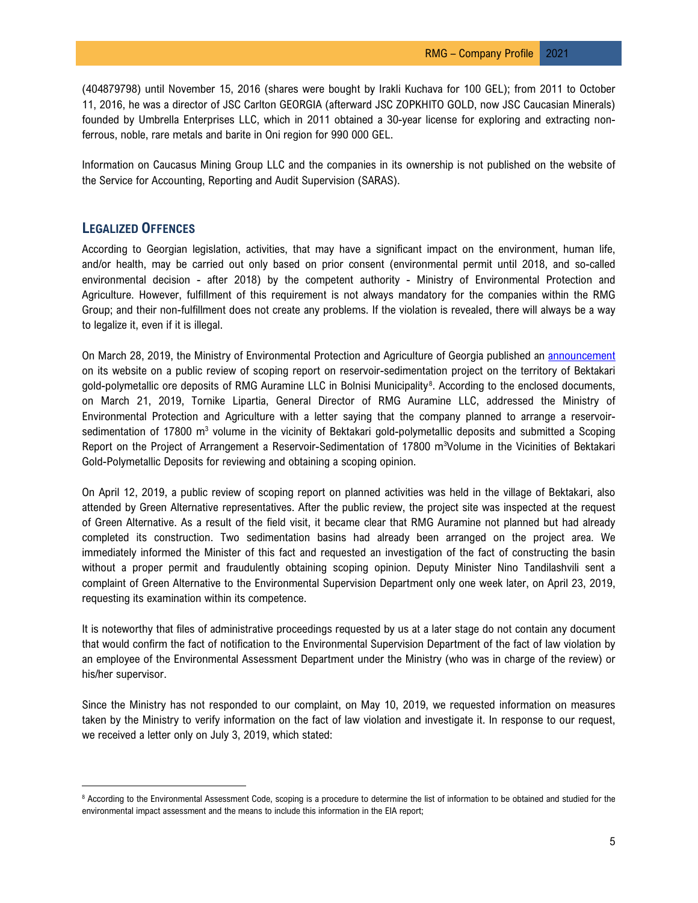(404879798) until November 15, 2016 (shares were bought by Irakli Kuchava for 100 GEL); from 2011 to October 11, 2016, he was a director of JSC Carlton GEORGIA (afterward JSC ZOPKHITO GOLD, now JSC Caucasian Minerals) founded by Umbrella Enterprises LLC, which in 2011 obtained a 30-year license for exploring and extracting non-ferrous, noble, rare metals and barite in Oni region for 990 000 GEL.

Information on Caucasus Mining Group LLC and the companies in its ownership is not published on the website of the Service for Accounting, Reporting and Audit Supervision (SARAS).

## LEGALIZED OFFENCES

According to Georgian legislation, activities, that may have a significant impact on the environment, human life, and/or health, may be carried out only based on prior consent (environmental permit until 2018, and so-called environmental decision - after 2018) by the competent authority - Ministry of Environmental Protection and Agriculture. However, fulfillment of this requirement is not always mandatory for the companies within the RMG Group; and their non-fulfillment does not create any problems. If the violation is revealed, there will always be a way to legalize it, even if it is illegal.

On March 28, 2019, the Ministry of Environmental Protection and Agriculture of Georgia published an announcement on its website on a public review of scoping report on reservoir-sedimentation project on the territory of Bektakari gold-polymetallic ore deposits of RMG Auramine LLC in Bolnisi Municipality[8]. According to the enclosed documents, on March 21, 2019, Tornike Lipartia, General Director of RMG Auramine LLC, addressed the Ministry of Environmental Protection and Agriculture with a letter saying that the company planned to arrange a reservoir-sedimentation of 17800 m$^3$ volume in the vicinity of Bektakari gold-polymetallic deposits and submitted a Scoping Report on the Project of Arrangement a Reservoir-Sedimentation of 17800 m$^3$Volume in the Vicinities of Bektakari Gold-Polymetallic Deposits for reviewing and obtaining a scoping opinion.

On April 12, 2019, a public review of scoping report on planned activities was held in the village of Bektakari, also attended by Green Alternative representatives. After the public review, the project site was inspected at the request of Green Alternative. As a result of the field visit, it became clear that RMG Auramine not planned but had already completed its construction. Two sedimentation basins had already been arranged on the project area. We immediately informed the Minister of this fact and requested an investigation of the fact of constructing the basin without a proper permit and fraudulently obtaining scoping opinion. Deputy Minister Nino Tandilashvili sent a complaint of Green Alternative to the Environmental Supervision Department only one week later, on April 23, 2019, requesting its examination within its competence.

It is noteworthy that files of administrative proceedings requested by us at a later stage do not contain any document that would confirm the fact of notification to the Environmental Supervision Department of the fact of law violation by an employee of the Environmental Assessment Department under the Ministry (who was in charge of the review) or his/her supervisor.

Since the Ministry has not responded to our complaint, on May 10, 2019, we requested information on measures taken by the Ministry to verify information on the fact of law violation and investigate it. In response to our request, we received a letter only on July 3, 2019, which stated:

[8] According to the Environmental Assessment Code, scoping is a procedure to determine the list of information to be obtained and studied for the environmental impact assessment and the means to include this information in the EIA report;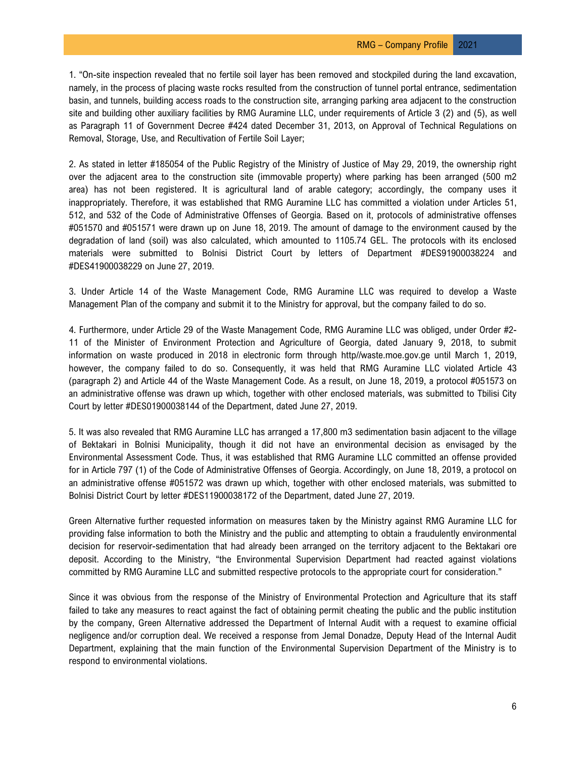1. "On-site inspection revealed that no fertile soil layer has been removed and stockpiled during the land excavation, namely, in the process of placing waste rocks resulted from the construction of tunnel portal entrance, sedimentation basin, and tunnels, building access roads to the construction site, arranging parking area adjacent to the construction site and building other auxiliary facilities by RMG Auramine LLC, under requirements of Article 3 (2) and (5), as well as Paragraph 11 of Government Decree #424 dated December 31, 2013, on Approval of Technical Regulations on Removal, Storage, Use, and Recultivation of Fertile Soil Layer;

2. As stated in letter #185054 of the Public Registry of the Ministry of Justice of May 29, 2019, the ownership right over the adjacent area to the construction site (immovable property) where parking has been arranged (500 m2 area) has not been registered. It is agricultural land of arable category; accordingly, the company uses it inappropriately. Therefore, it was established that RMG Auramine LLC has committed a violation under Articles 51, 512, and 532 of the Code of Administrative Offenses of Georgia. Based on it, protocols of administrative offenses #051570 and #051571 were drawn up on June 18, 2019. The amount of damage to the environment caused by the degradation of land (soil) was also calculated, which amounted to 1105.74 GEL. The protocols with its enclosed materials were submitted to Bolnisi District Court by letters of Department #DES91900038224 and #DES41900038229 on June 27, 2019.

3. Under Article 14 of the Waste Management Code, RMG Auramine LLC was required to develop a Waste Management Plan of the company and submit it to the Ministry for approval, but the company failed to do so.

4. Furthermore, under Article 29 of the Waste Management Code, RMG Auramine LLC was obliged, under Order #2-11 of the Minister of Environment Protection and Agriculture of Georgia, dated January 9, 2018, to submit information on waste produced in 2018 in electronic form through http//waste.moe.gov.ge until March 1, 2019, however, the company failed to do so. Consequently, it was held that RMG Auramine LLC violated Article 43 (paragraph 2) and Article 44 of the Waste Management Code. As a result, on June 18, 2019, a protocol #051573 on an administrative offense was drawn up which, together with other enclosed materials, was submitted to Tbilisi City Court by letter #DES01900038144 of the Department, dated June 27, 2019.

5. It was also revealed that RMG Auramine LLC has arranged a 17,800 m3 sedimentation basin adjacent to the village of Bektakari in Bolnisi Municipality, though it did not have an environmental decision as envisaged by the Environmental Assessment Code. Thus, it was established that RMG Auramine LLC committed an offense provided for in Article 797 (1) of the Code of Administrative Offenses of Georgia. Accordingly, on June 18, 2019, a protocol on an administrative offense #051572 was drawn up which, together with other enclosed materials, was submitted to Bolnisi District Court by letter #DES11900038172 of the Department, dated June 27, 2019.

Green Alternative further requested information on measures taken by the Ministry against RMG Auramine LLC for providing false information to both the Ministry and the public and attempting to obtain a fraudulently environmental decision for reservoir-sedimentation that had already been arranged on the territory adjacent to the Bektakari ore deposit. According to the Ministry, "the Environmental Supervision Department had reacted against violations committed by RMG Auramine LLC and submitted respective protocols to the appropriate court for consideration."

Since it was obvious from the response of the Ministry of Environmental Protection and Agriculture that its staff failed to take any measures to react against the fact of obtaining permit cheating the public and the public institution by the company, Green Alternative addressed the Department of Internal Audit with a request to examine official negligence and/or corruption deal. We received a response from Jemal Donadze, Deputy Head of the Internal Audit Department, explaining that the main function of the Environmental Supervision Department of the Ministry is to respond to environmental violations.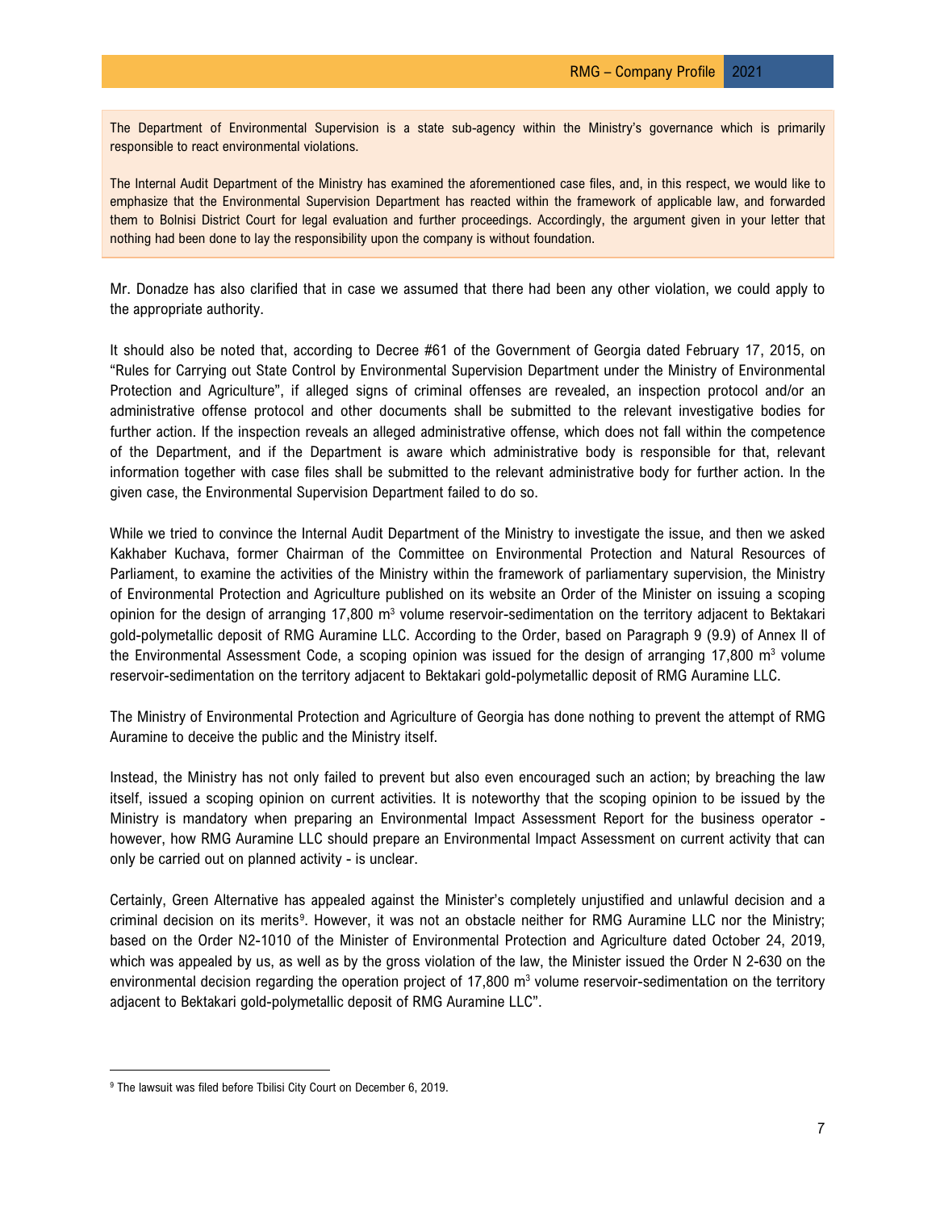> The Department of Environmental Supervision is a state sub-agency within the Ministry's governance which is primarily responsible to react environmental violations.
>
> The Internal Audit Department of the Ministry has examined the aforementioned case files, and, in this respect, we would like to emphasize that the Environmental Supervision Department has reacted within the framework of applicable law, and forwarded them to Bolnisi District Court for legal evaluation and further proceedings. Accordingly, the argument given in your letter that nothing had been done to lay the responsibility upon the company is without foundation.

Mr. Donadze has also clarified that in case we assumed that there had been any other violation, we could apply to the appropriate authority.

It should also be noted that, according to Decree #61 of the Government of Georgia dated February 17, 2015, on "Rules for Carrying out State Control by Environmental Supervision Department under the Ministry of Environmental Protection and Agriculture", if alleged signs of criminal offenses are revealed, an inspection protocol and/or an administrative offense protocol and other documents shall be submitted to the relevant investigative bodies for further action. If the inspection reveals an alleged administrative offense, which does not fall within the competence of the Department, and if the Department is aware which administrative body is responsible for that, relevant information together with case files shall be submitted to the relevant administrative body for further action. In the given case, the Environmental Supervision Department failed to do so.

While we tried to convince the Internal Audit Department of the Ministry to investigate the issue, and then we asked Kakhaber Kuchava, former Chairman of the Committee on Environmental Protection and Natural Resources of Parliament, to examine the activities of the Ministry within the framework of parliamentary supervision, the Ministry of Environmental Protection and Agriculture published on its website an Order of the Minister on issuing a scoping opinion for the design of arranging 17,800 $m^3$ volume reservoir-sedimentation on the territory adjacent to Bektakari gold-polymetallic deposit of RMG Auramine LLC. According to the Order, based on Paragraph 9 (9.9) of Annex II of the Environmental Assessment Code, a scoping opinion was issued for the design of arranging 17,800 $m^3$ volume reservoir-sedimentation on the territory adjacent to Bektakari gold-polymetallic deposit of RMG Auramine LLC.

The Ministry of Environmental Protection and Agriculture of Georgia has done nothing to prevent the attempt of RMG Auramine to deceive the public and the Ministry itself.

Instead, the Ministry has not only failed to prevent but also even encouraged such an action; by breaching the law itself, issued a scoping opinion on current activities. It is noteworthy that the scoping opinion to be issued by the Ministry is mandatory when preparing an Environmental Impact Assessment Report for the business operator - however, how RMG Auramine LLC should prepare an Environmental Impact Assessment on current activity that can only be carried out on planned activity - is unclear.

Certainly, Green Alternative has appealed against the Minister's completely unjustified and unlawful decision and a criminal decision on its merits[9]. However, it was not an obstacle neither for RMG Auramine LLC nor the Ministry; based on the Order N2-1010 of the Minister of Environmental Protection and Agriculture dated October 24, 2019, which was appealed by us, as well as by the gross violation of the law, the Minister issued the Order N 2-630 on the environmental decision regarding the operation project of 17,800 $m^3$ volume reservoir-sedimentation on the territory adjacent to Bektakari gold-polymetallic deposit of RMG Auramine LLC".

---

[9] The lawsuit was filed before Tbilisi City Court on December 6, 2019.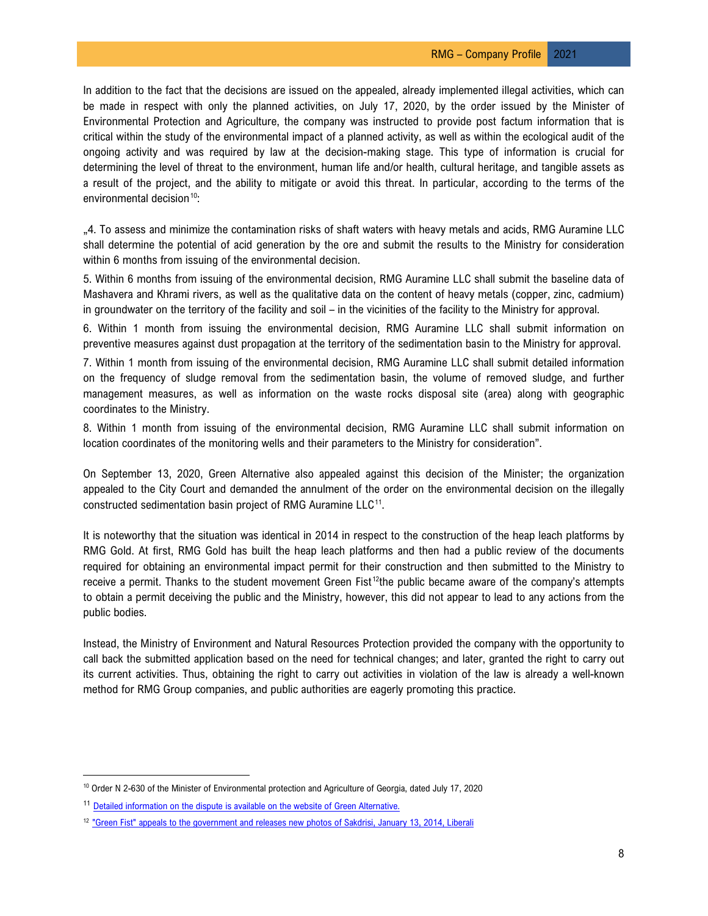In addition to the fact that the decisions are issued on the appealed, already implemented illegal activities, which can be made in respect with only the planned activities, on July 17, 2020, by the order issued by the Minister of Environmental Protection and Agriculture, the company was instructed to provide post factum information that is critical within the study of the environmental impact of a planned activity, as well as within the ecological audit of the ongoing activity and was required by law at the decision-making stage. This type of information is crucial for determining the level of threat to the environment, human life and/or health, cultural heritage, and tangible assets as a result of the project, and the ability to mitigate or avoid this threat. In particular, according to the terms of the environmental decision[10]:

„4. To assess and minimize the contamination risks of shaft waters with heavy metals and acids, RMG Auramine LLC shall determine the potential of acid generation by the ore and submit the results to the Ministry for consideration within 6 months from issuing of the environmental decision.

5. Within 6 months from issuing of the environmental decision, RMG Auramine LLC shall submit the baseline data of Mashavera and Khrami rivers, as well as the qualitative data on the content of heavy metals (copper, zinc, cadmium) in groundwater on the territory of the facility and soil – in the vicinities of the facility to the Ministry for approval.

6. Within 1 month from issuing the environmental decision, RMG Auramine LLC shall submit information on preventive measures against dust propagation at the territory of the sedimentation basin to the Ministry for approval.

7. Within 1 month from issuing of the environmental decision, RMG Auramine LLC shall submit detailed information on the frequency of sludge removal from the sedimentation basin, the volume of removed sludge, and further management measures, as well as information on the waste rocks disposal site (area) along with geographic coordinates to the Ministry.

8. Within 1 month from issuing of the environmental decision, RMG Auramine LLC shall submit information on location coordinates of the monitoring wells and their parameters to the Ministry for consideration".

On September 13, 2020, Green Alternative also appealed against this decision of the Minister; the organization appealed to the City Court and demanded the annulment of the order on the environmental decision on the illegally constructed sedimentation basin project of RMG Auramine LLC[11].

It is noteworthy that the situation was identical in 2014 in respect to the construction of the heap leach platforms by RMG Gold. At first, RMG Gold has built the heap leach platforms and then had a public review of the documents required for obtaining an environmental impact permit for their construction and then submitted to the Ministry to receive a permit. Thanks to the student movement Green Fist[12]the public became aware of the company's attempts to obtain a permit deceiving the public and the Ministry, however, this did not appear to lead to any actions from the public bodies.

Instead, the Ministry of Environment and Natural Resources Protection provided the company with the opportunity to call back the submitted application based on the need for technical changes; and later, granted the right to carry out its current activities. Thus, obtaining the right to carry out activities in violation of the law is already a well-known method for RMG Group companies, and public authorities are eagerly promoting this practice.

---

[10] Order N 2-630 of the Minister of Environmental protection and Agriculture of Georgia, dated July 17, 2020

[11] Detailed information on the dispute is available on the website of Green Alternative.

[12] "Green Fist" appeals to the government and releases new photos of Sakdrisi, January 13, 2014, Liberali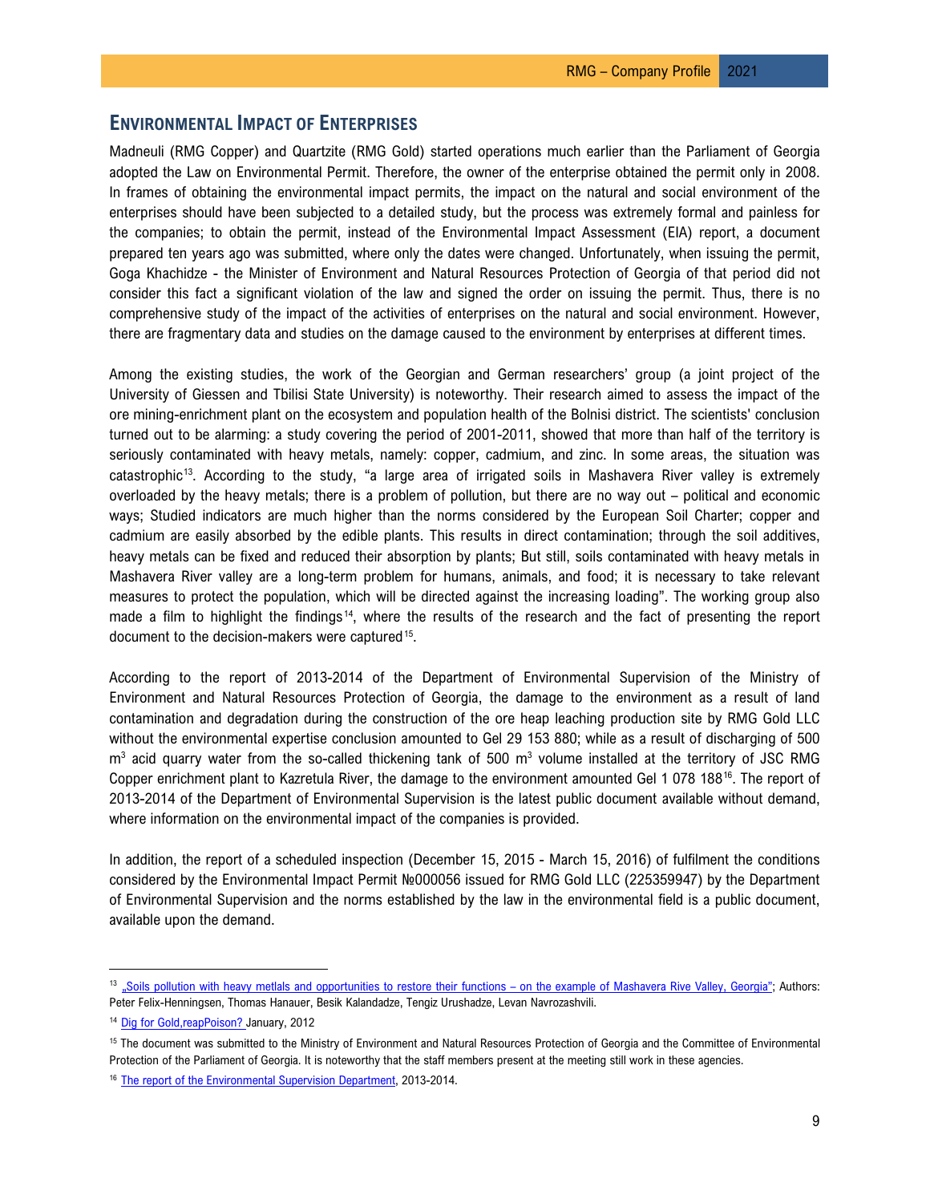## ENVIRONMENTAL IMPACT OF ENTERPRISES

Madneuli (RMG Copper) and Quartzite (RMG Gold) started operations much earlier than the Parliament of Georgia adopted the Law on Environmental Permit. Therefore, the owner of the enterprise obtained the permit only in 2008. In frames of obtaining the environmental impact permits, the impact on the natural and social environment of the enterprises should have been subjected to a detailed study, but the process was extremely formal and painless for the companies; to obtain the permit, instead of the Environmental Impact Assessment (EIA) report, a document prepared ten years ago was submitted, where only the dates were changed. Unfortunately, when issuing the permit, Goga Khachidze - the Minister of Environment and Natural Resources Protection of Georgia of that period did not consider this fact a significant violation of the law and signed the order on issuing the permit. Thus, there is no comprehensive study of the impact of the activities of enterprises on the natural and social environment. However, there are fragmentary data and studies on the damage caused to the environment by enterprises at different times.

Among the existing studies, the work of the Georgian and German researchers' group (a joint project of the University of Giessen and Tbilisi State University) is noteworthy. Their research aimed to assess the impact of the ore mining-enrichment plant on the ecosystem and population health of the Bolnisi district. The scientists' conclusion turned out to be alarming: a study covering the period of 2001-2011, showed that more than half of the territory is seriously contaminated with heavy metals, namely: copper, cadmium, and zinc. In some areas, the situation was catastrophic[13]. According to the study, "a large area of irrigated soils in Mashavera River valley is extremely overloaded by the heavy metals; there is a problem of pollution, but there are no way out – political and economic ways; Studied indicators are much higher than the norms considered by the European Soil Charter; copper and cadmium are easily absorbed by the edible plants. This results in direct contamination; through the soil additives, heavy metals can be fixed and reduced their absorption by plants; But still, soils contaminated with heavy metals in Mashavera River valley are a long-term problem for humans, animals, and food; it is necessary to take relevant measures to protect the population, which will be directed against the increasing loading". The working group also made a film to highlight the findings[14], where the results of the research and the fact of presenting the report document to the decision-makers were captured[15].

According to the report of 2013-2014 of the Department of Environmental Supervision of the Ministry of Environment and Natural Resources Protection of Georgia, the damage to the environment as a result of land contamination and degradation during the construction of the ore heap leaching production site by RMG Gold LLC without the environmental expertise conclusion amounted to Gel 29 153 880; while as a result of discharging of 500 $m^3$ acid quarry water from the so-called thickening tank of 500 $m^3$ volume installed at the territory of JSC RMG Copper enrichment plant to Kazretula River, the damage to the environment amounted Gel 1 078 188[16]. The report of 2013-2014 of the Department of Environmental Supervision is the latest public document available without demand, where information on the environmental impact of the companies is provided.

In addition, the report of a scheduled inspection (December 15, 2015 - March 15, 2016) of fulfilment the conditions considered by the Environmental Impact Permit №000056 issued for RMG Gold LLC (225359947) by the Department of Environmental Supervision and the norms established by the law in the environmental field is a public document, available upon the demand.

---

[13] „Soils pollution with heavy metlas and opportunities to restore their functions – on the example of Mashavera Rive Valley, Georgia"; Authors: Peter Felix-Henningsen, Thomas Hanauer, Besik Kalandadze, Tengiz Urushadze, Levan Navrozashvili.

[14] Dig for Gold,reapPoison? January, 2012

[15] The document was submitted to the Ministry of Environment and Natural Resources Protection of Georgia and the Committee of Environmental Protection of the Parliament of Georgia. It is noteworthy that the staff members present at the meeting still work in these agencies.

[16] The report of the Environmental Supervision Department, 2013-2014.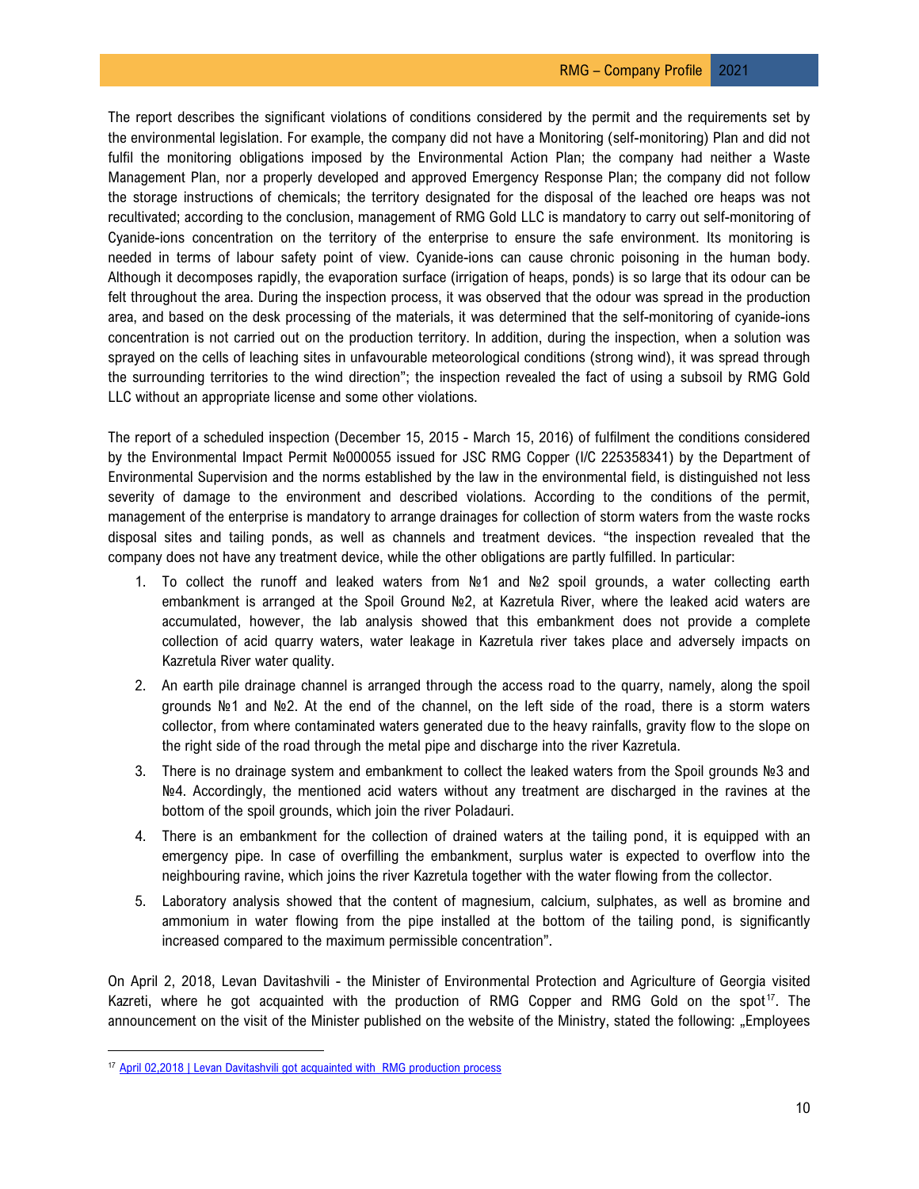The report describes the significant violations of conditions considered by the permit and the requirements set by the environmental legislation. For example, the company did not have a Monitoring (self-monitoring) Plan and did not fulfil the monitoring obligations imposed by the Environmental Action Plan; the company had neither a Waste Management Plan, nor a properly developed and approved Emergency Response Plan; the company did not follow the storage instructions of chemicals; the territory designated for the disposal of the leached ore heaps was not recultivated; according to the conclusion, management of RMG Gold LLC is mandatory to carry out self-monitoring of Cyanide-ions concentration on the territory of the enterprise to ensure the safe environment. Its monitoring is needed in terms of labour safety point of view. Cyanide-ions can cause chronic poisoning in the human body. Although it decomposes rapidly, the evaporation surface (irrigation of heaps, ponds) is so large that its odour can be felt throughout the area. During the inspection process, it was observed that the odour was spread in the production area, and based on the desk processing of the materials, it was determined that the self-monitoring of cyanide-ions concentration is not carried out on the production territory. In addition, during the inspection, when a solution was sprayed on the cells of leaching sites in unfavourable meteorological conditions (strong wind), it was spread through the surrounding territories to the wind direction"; the inspection revealed the fact of using a subsoil by RMG Gold LLC without an appropriate license and some other violations.

The report of a scheduled inspection (December 15, 2015 - March 15, 2016) of fulfilment the conditions considered by the Environmental Impact Permit №000055 issued for JSC RMG Copper (I/C 225358341) by the Department of Environmental Supervision and the norms established by the law in the environmental field, is distinguished not less severity of damage to the environment and described violations. According to the conditions of the permit, management of the enterprise is mandatory to arrange drainages for collection of storm waters from the waste rocks disposal sites and tailing ponds, as well as channels and treatment devices. "the inspection revealed that the company does not have any treatment device, while the other obligations are partly fulfilled. In particular:

1. To collect the runoff and leaked waters from №1 and №2 spoil grounds, a water collecting earth embankment is arranged at the Spoil Ground №2, at Kazretula River, where the leaked acid waters are accumulated, however, the lab analysis showed that this embankment does not provide a complete collection of acid quarry waters, water leakage in Kazretula river takes place and adversely impacts on Kazretula River water quality.
2. An earth pile drainage channel is arranged through the access road to the quarry, namely, along the spoil grounds №1 and №2. At the end of the channel, on the left side of the road, there is a storm waters collector, from where contaminated waters generated due to the heavy rainfalls, gravity flow to the slope on the right side of the road through the metal pipe and discharge into the river Kazretula.
3. There is no drainage system and embankment to collect the leaked waters from the Spoil grounds №3 and №4. Accordingly, the mentioned acid waters without any treatment are discharged in the ravines at the bottom of the spoil grounds, which join the river Poladauri.
4. There is an embankment for the collection of drained waters at the tailing pond, it is equipped with an emergency pipe. In case of overfilling the embankment, surplus water is expected to overflow into the neighbouring ravine, which joins the river Kazretula together with the water flowing from the collector.
5. Laboratory analysis showed that the content of magnesium, calcium, sulphates, as well as bromine and ammonium in water flowing from the pipe installed at the bottom of the tailing pond, is significantly increased compared to the maximum permissible concentration".

On April 2, 2018, Levan Davitashvili - the Minister of Environmental Protection and Agriculture of Georgia visited Kazreti, where he got acquainted with the production of RMG Copper and RMG Gold on the spot[17]. The announcement on the visit of the Minister published on the website of the Ministry, stated the following: „Employees

[17] April 02,2018 | Levan Davitashvili got acquainted with RMG production process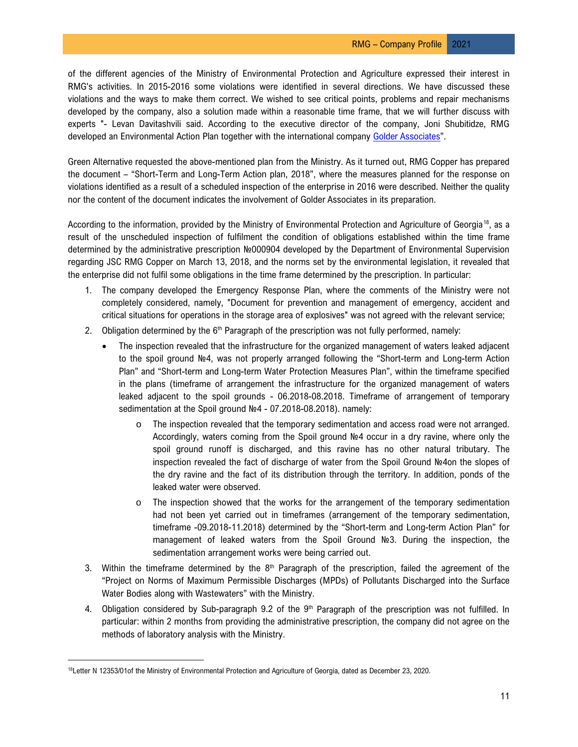of the different agencies of the Ministry of Environmental Protection and Agriculture expressed their interest in RMG's activities. In 2015-2016 some violations were identified in several directions. We have discussed these violations and the ways to make them correct. We wished to see critical points, problems and repair mechanisms developed by the company, also a solution made within a reasonable time frame, that we will further discuss with experts "- Levan Davitashvili said. According to the executive director of the company, Joni Shubitidze, RMG developed an Environmental Action Plan together with the international company [Golder Associates]".

Green Alternative requested the above-mentioned plan from the Ministry. As it turned out, RMG Copper has prepared the document – "Short-Term and Long-Term Action plan, 2018", where the measures planned for the response on violations identified as a result of a scheduled inspection of the enterprise in 2016 were described. Neither the quality nor the content of the document indicates the involvement of Golder Associates in its preparation.

According to the information, provided by the Ministry of Environmental Protection and Agriculture of Georgia[18], as a result of the unscheduled inspection of fulfilment the condition of obligations established within the time frame determined by the administrative prescription №000904 developed by the Department of Environmental Supervision regarding JSC RMG Copper on March 13, 2018, and the norms set by the environmental legislation, it revealed that the enterprise did not fulfil some obligations in the time frame determined by the prescription. In particular:

1. The company developed the Emergency Response Plan, where the comments of the Ministry were not completely considered, namely, "Document for prevention and management of emergency, accident and critical situations for operations in the storage area of explosives" was not agreed with the relevant service;
2. Obligation determined by the 6th Paragraph of the prescription was not fully performed, namely:
   - The inspection revealed that the infrastructure for the organized management of waters leaked adjacent to the spoil ground №4, was not properly arranged following the "Short-term and Long-term Action Plan" and "Short-term and Long-term Water Protection Measures Plan", within the timeframe specified in the plans (timeframe of arrangement the infrastructure for the organized management of waters leaked adjacent to the spoil grounds - 06.2018-08.2018. Timeframe of arrangement of temporary sedimentation at the Spoil ground №4 - 07.2018-08.2018). namely:
     - The inspection revealed that the temporary sedimentation and access road were not arranged. Accordingly, waters coming from the Spoil ground №4 occur in a dry ravine, where only the spoil ground runoff is discharged, and this ravine has no other natural tributary. The inspection revealed the fact of discharge of water from the Spoil Ground №4on the slopes of the dry ravine and the fact of its distribution through the territory. In addition, ponds of the leaked water were observed.
     - The inspection showed that the works for the arrangement of the temporary sedimentation had not been yet carried out in timeframes (arrangement of the temporary sedimentation, timeframe -09.2018-11.2018) determined by the "Short-term and Long-term Action Plan" for management of leaked waters from the Spoil Ground №3. During the inspection, the sedimentation arrangement works were being carried out.
3. Within the timeframe determined by the 8th Paragraph of the prescription, failed the agreement of the "Project on Norms of Maximum Permissible Discharges (MPDs) of Pollutants Discharged into the Surface Water Bodies along with Wastewaters" with the Ministry.
4. Obligation considered by Sub-paragraph 9.2 of the 9th Paragraph of the prescription was not fulfilled. In particular: within 2 months from providing the administrative prescription, the company did not agree on the methods of laboratory analysis with the Ministry.

[18] Letter N 12353/01of the Ministry of Environmental Protection and Agriculture of Georgia, dated as December 23, 2020.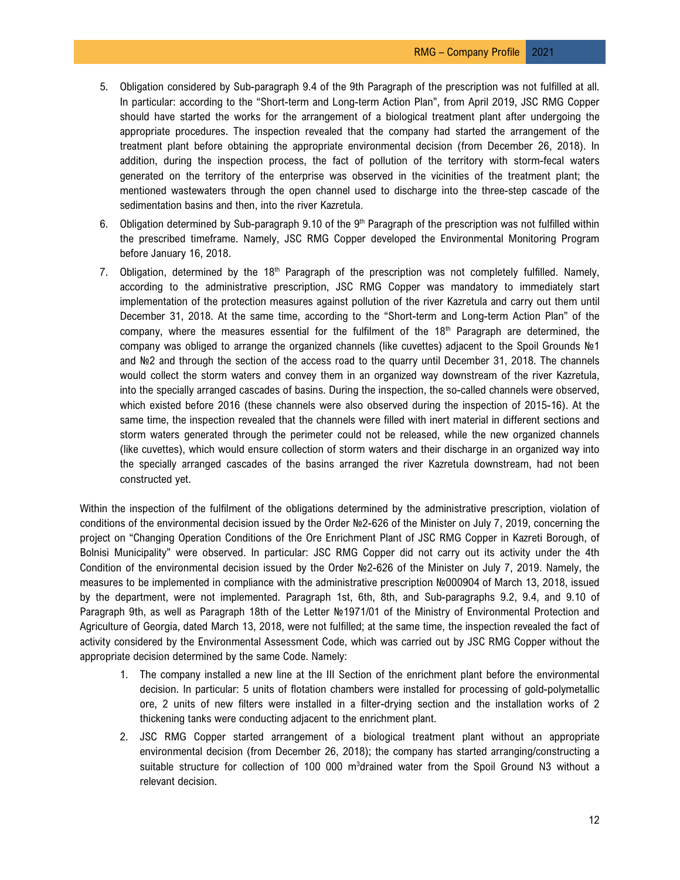5. Obligation considered by Sub-paragraph 9.4 of the 9th Paragraph of the prescription was not fulfilled at all. In particular: according to the "Short-term and Long-term Action Plan", from April 2019, JSC RMG Copper should have started the works for the arrangement of a biological treatment plant after undergoing the appropriate procedures. The inspection revealed that the company had started the arrangement of the treatment plant before obtaining the appropriate environmental decision (from December 26, 2018). In addition, during the inspection process, the fact of pollution of the territory with storm-fecal waters generated on the territory of the enterprise was observed in the vicinities of the treatment plant; the mentioned wastewaters through the open channel used to discharge into the three-step cascade of the sedimentation basins and then, into the river Kazretula.
6. Obligation determined by Sub-paragraph 9.10 of the 9th Paragraph of the prescription was not fulfilled within the prescribed timeframe. Namely, JSC RMG Copper developed the Environmental Monitoring Program before January 16, 2018.
7. Obligation, determined by the 18th Paragraph of the prescription was not completely fulfilled. Namely, according to the administrative prescription, JSC RMG Copper was mandatory to immediately start implementation of the protection measures against pollution of the river Kazretula and carry out them until December 31, 2018. At the same time, according to the "Short-term and Long-term Action Plan" of the company, where the measures essential for the fulfilment of the 18th Paragraph are determined, the company was obliged to arrange the organized channels (like cuvettes) adjacent to the Spoil Grounds №1 and №2 and through the section of the access road to the quarry until December 31, 2018. The channels would collect the storm waters and convey them in an organized way downstream of the river Kazretula, into the specially arranged cascades of basins. During the inspection, the so-called channels were observed, which existed before 2016 (these channels were also observed during the inspection of 2015-16). At the same time, the inspection revealed that the channels were filled with inert material in different sections and storm waters generated through the perimeter could not be released, while the new organized channels (like cuvettes), which would ensure collection of storm waters and their discharge in an organized way into the specially arranged cascades of the basins arranged the river Kazretula downstream, had not been constructed yet.

Within the inspection of the fulfilment of the obligations determined by the administrative prescription, violation of conditions of the environmental decision issued by the Order №2-626 of the Minister on July 7, 2019, concerning the project on "Changing Operation Conditions of the Ore Enrichment Plant of JSC RMG Copper in Kazreti Borough, of Bolnisi Municipality" were observed. In particular: JSC RMG Copper did not carry out its activity under the 4th Condition of the environmental decision issued by the Order №2-626 of the Minister on July 7, 2019. Namely, the measures to be implemented in compliance with the administrative prescription №000904 of March 13, 2018, issued by the department, were not implemented. Paragraph 1st, 6th, 8th, and Sub-paragraphs 9.2, 9.4, and 9.10 of Paragraph 9th, as well as Paragraph 18th of the Letter №1971/01 of the Ministry of Environmental Protection and Agriculture of Georgia, dated March 13, 2018, were not fulfilled; at the same time, the inspection revealed the fact of activity considered by the Environmental Assessment Code, which was carried out by JSC RMG Copper without the appropriate decision determined by the same Code. Namely:

1. The company installed a new line at the III Section of the enrichment plant before the environmental decision. In particular: 5 units of flotation chambers were installed for processing of gold-polymetallic ore, 2 units of new filters were installed in a filter-drying section and the installation works of 2 thickening tanks were conducting adjacent to the enrichment plant.
2. JSC RMG Copper started arrangement of a biological treatment plant without an appropriate environmental decision (from December 26, 2018); the company has started arranging/constructing a suitable structure for collection of 100 000 $m^3$drained water from the Spoil Ground N3 without a relevant decision.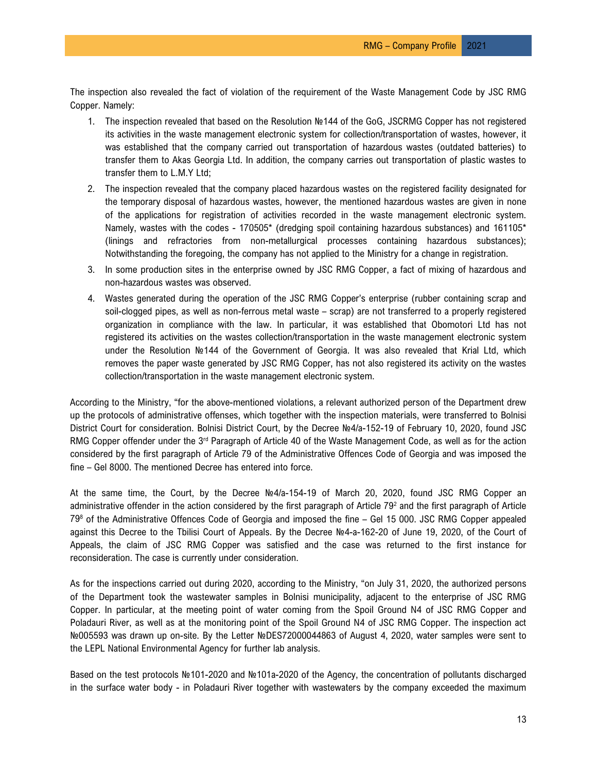The inspection also revealed the fact of violation of the requirement of the Waste Management Code by JSC RMG Copper. Namely:

1. The inspection revealed that based on the Resolution №144 of the GoG, JSCRMG Copper has not registered its activities in the waste management electronic system for collection/transportation of wastes, however, it was established that the company carried out transportation of hazardous wastes (outdated batteries) to transfer them to Akas Georgia Ltd. In addition, the company carries out transportation of plastic wastes to transfer them to L.M.Y Ltd;
2. The inspection revealed that the company placed hazardous wastes on the registered facility designated for the temporary disposal of hazardous wastes, however, the mentioned hazardous wastes are given in none of the applications for registration of activities recorded in the waste management electronic system. Namely, wastes with the codes - 170505* (dredging spoil containing hazardous substances) and 161105* (linings and refractories from non-metallurgical processes containing hazardous substances); Notwithstanding the foregoing, the company has not applied to the Ministry for a change in registration.
3. In some production sites in the enterprise owned by JSC RMG Copper, a fact of mixing of hazardous and non-hazardous wastes was observed.
4. Wastes generated during the operation of the JSC RMG Copper's enterprise (rubber containing scrap and soil-clogged pipes, as well as non-ferrous metal waste – scrap) are not transferred to a properly registered organization in compliance with the law. In particular, it was established that Obomotori Ltd has not registered its activities on the wastes collection/transportation in the waste management electronic system under the Resolution №144 of the Government of Georgia. It was also revealed that Krial Ltd, which removes the paper waste generated by JSC RMG Copper, has not also registered its activity on the wastes collection/transportation in the waste management electronic system.

According to the Ministry, "for the above-mentioned violations, a relevant authorized person of the Department drew up the protocols of administrative offenses, which together with the inspection materials, were transferred to Bolnisi District Court for consideration. Bolnisi District Court, by the Decree №4/a-152-19 of February 10, 2020, found JSC RMG Copper offender under the 3rd Paragraph of Article 40 of the Waste Management Code, as well as for the action considered by the first paragraph of Article 79 of the Administrative Offences Code of Georgia and was imposed the fine – Gel 8000. The mentioned Decree has entered into force.

At the same time, the Court, by the Decree №4/a-154-19 of March 20, 2020, found JSC RMG Copper an administrative offender in the action considered by the first paragraph of Article $79^2$ and the first paragraph of Article $79^8$ of the Administrative Offences Code of Georgia and imposed the fine – Gel 15 000. JSC RMG Copper appealed against this Decree to the Tbilisi Court of Appeals. By the Decree №4-a-162-20 of June 19, 2020, of the Court of Appeals, the claim of JSC RMG Copper was satisfied and the case was returned to the first instance for reconsideration. The case is currently under consideration.

As for the inspections carried out during 2020, according to the Ministry, "on July 31, 2020, the authorized persons of the Department took the wastewater samples in Bolnisi municipality, adjacent to the enterprise of JSC RMG Copper. In particular, at the meeting point of water coming from the Spoil Ground N4 of JSC RMG Copper and Poladauri River, as well as at the monitoring point of the Spoil Ground N4 of JSC RMG Copper. The inspection act №005593 was drawn up on-site. By the Letter №DES72000044863 of August 4, 2020, water samples were sent to the LEPL National Environmental Agency for further lab analysis.

Based on the test protocols №101-2020 and №101a-2020 of the Agency, the concentration of pollutants discharged in the surface water body - in Poladauri River together with wastewaters by the company exceeded the maximum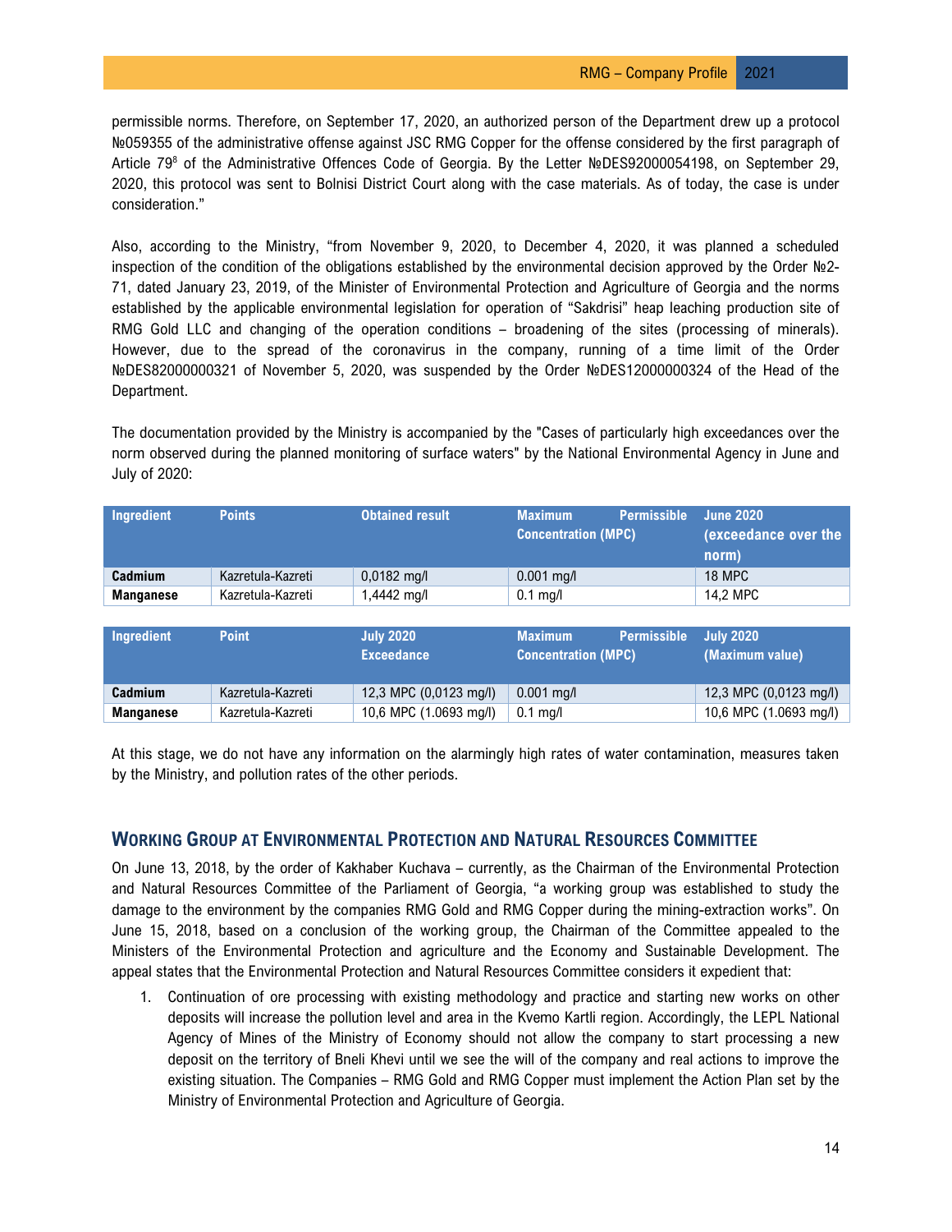permissible norms. Therefore, on September 17, 2020, an authorized person of the Department drew up a protocol №059355 of the administrative offense against JSC RMG Copper for the offense considered by the first paragraph of Article 79[8] of the Administrative Offences Code of Georgia. By the Letter №DES92000054198, on September 29, 2020, this protocol was sent to Bolnisi District Court along with the case materials. As of today, the case is under consideration."

Also, according to the Ministry, "from November 9, 2020, to December 4, 2020, it was planned a scheduled inspection of the condition of the obligations established by the environmental decision approved by the Order №2-71, dated January 23, 2019, of the Minister of Environmental Protection and Agriculture of Georgia and the norms established by the applicable environmental legislation for operation of "Sakdrisi" heap leaching production site of RMG Gold LLC and changing of the operation conditions – broadening of the sites (processing of minerals). However, due to the spread of the coronavirus in the company, running of a time limit of the Order №DES82000000321 of November 5, 2020, was suspended by the Order №DES12000000324 of the Head of the Department.

The documentation provided by the Ministry is accompanied by the "Cases of particularly high exceedances over the norm observed during the planned monitoring of surface waters" by the National Environmental Agency in June and July of 2020:

| Ingredient | Points | Obtained result | Maximum Permissible Concentration (MPC) | June 2020 (exceedance over the norm) |
|---|---|---|---|---|
| **Cadmium** | Kazretula-Kazreti | 0,0182 mg/l | 0.001 mg/l | 18 MPC |
| **Manganese** | Kazretula-Kazreti | 1,4442 mg/l | 0.1 mg/l | 14,2 MPC |

| Ingredient | Point | July 2020 Exceedance | Maximum Permissible Concentration (MPC) | July 2020 (Maximum value) |
|---|---|---|---|---|
| **Cadmium** | Kazretula-Kazreti | 12,3 MPC (0,0123 mg/l) | 0.001 mg/l | 12,3 MPC (0,0123 mg/l) |
| **Manganese** | Kazretula-Kazreti | 10,6 MPC (1.0693 mg/l) | 0.1 mg/l | 10,6 MPC (1.0693 mg/l) |

At this stage, we do not have any information on the alarmingly high rates of water contamination, measures taken by the Ministry, and pollution rates of the other periods.

## Working Group at Environmental Protection and Natural Resources Committee

On June 13, 2018, by the order of Kakhaber Kuchava – currently, as the Chairman of the Environmental Protection and Natural Resources Committee of the Parliament of Georgia, "a working group was established to study the damage to the environment by the companies RMG Gold and RMG Copper during the mining-extraction works". On June 15, 2018, based on a conclusion of the working group, the Chairman of the Committee appealed to the Ministers of the Environmental Protection and agriculture and the Economy and Sustainable Development. The appeal states that the Environmental Protection and Natural Resources Committee considers it expedient that:

1. Continuation of ore processing with existing methodology and practice and starting new works on other deposits will increase the pollution level and area in the Kvemo Kartli region. Accordingly, the LEPL National Agency of Mines of the Ministry of Economy should not allow the company to start processing a new deposit on the territory of Bneli Khevi until we see the will of the company and real actions to improve the existing situation. The Companies – RMG Gold and RMG Copper must implement the Action Plan set by the Ministry of Environmental Protection and Agriculture of Georgia.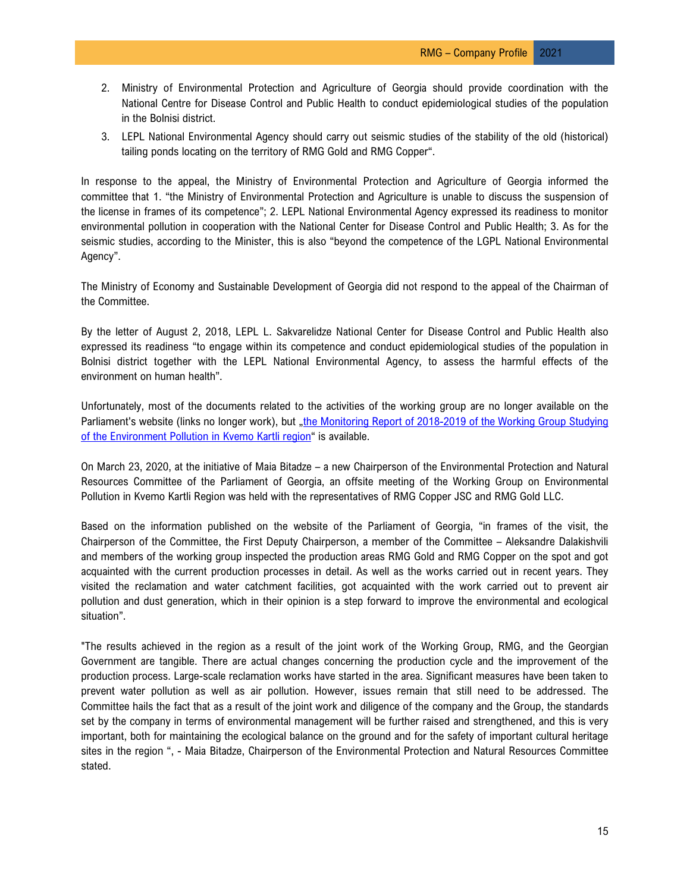2. Ministry of Environmental Protection and Agriculture of Georgia should provide coordination with the National Centre for Disease Control and Public Health to conduct epidemiological studies of the population in the Bolnisi district.
3. LEPL National Environmental Agency should carry out seismic studies of the stability of the old (historical) tailing ponds locating on the territory of RMG Gold and RMG Copper".

In response to the appeal, the Ministry of Environmental Protection and Agriculture of Georgia informed the committee that 1. "the Ministry of Environmental Protection and Agriculture is unable to discuss the suspension of the license in frames of its competence"; 2. LEPL National Environmental Agency expressed its readiness to monitor environmental pollution in cooperation with the National Center for Disease Control and Public Health; 3. As for the seismic studies, according to the Minister, this is also "beyond the competence of the LGPL National Environmental Agency".

The Ministry of Economy and Sustainable Development of Georgia did not respond to the appeal of the Chairman of the Committee.

By the letter of August 2, 2018, LEPL L. Sakvarelidze National Center for Disease Control and Public Health also expressed its readiness "to engage within its competence and conduct epidemiological studies of the population in Bolnisi district together with the LEPL National Environmental Agency, to assess the harmful effects of the environment on human health".

Unfortunately, most of the documents related to the activities of the working group are no longer available on the Parliament's website (links no longer work), but „the Monitoring Report of 2018-2019 of the Working Group Studying of the Environment Pollution in Kvemo Kartli region" is available.

On March 23, 2020, at the initiative of Maia Bitadze – a new Chairperson of the Environmental Protection and Natural Resources Committee of the Parliament of Georgia, an offsite meeting of the Working Group on Environmental Pollution in Kvemo Kartli Region was held with the representatives of RMG Copper JSC and RMG Gold LLC.

Based on the information published on the website of the Parliament of Georgia, "in frames of the visit, the Chairperson of the Committee, the First Deputy Chairperson, a member of the Committee – Aleksandre Dalakishvili and members of the working group inspected the production areas RMG Gold and RMG Copper on the spot and got acquainted with the current production processes in detail. As well as the works carried out in recent years. They visited the reclamation and water catchment facilities, got acquainted with the work carried out to prevent air pollution and dust generation, which in their opinion is a step forward to improve the environmental and ecological situation".

"The results achieved in the region as a result of the joint work of the Working Group, RMG, and the Georgian Government are tangible. There are actual changes concerning the production cycle and the improvement of the production process. Large-scale reclamation works have started in the area. Significant measures have been taken to prevent water pollution as well as air pollution. However, issues remain that still need to be addressed. The Committee hails the fact that as a result of the joint work and diligence of the company and the Group, the standards set by the company in terms of environmental management will be further raised and strengthened, and this is very important, both for maintaining the ecological balance on the ground and for the safety of important cultural heritage sites in the region ", - Maia Bitadze, Chairperson of the Environmental Protection and Natural Resources Committee stated.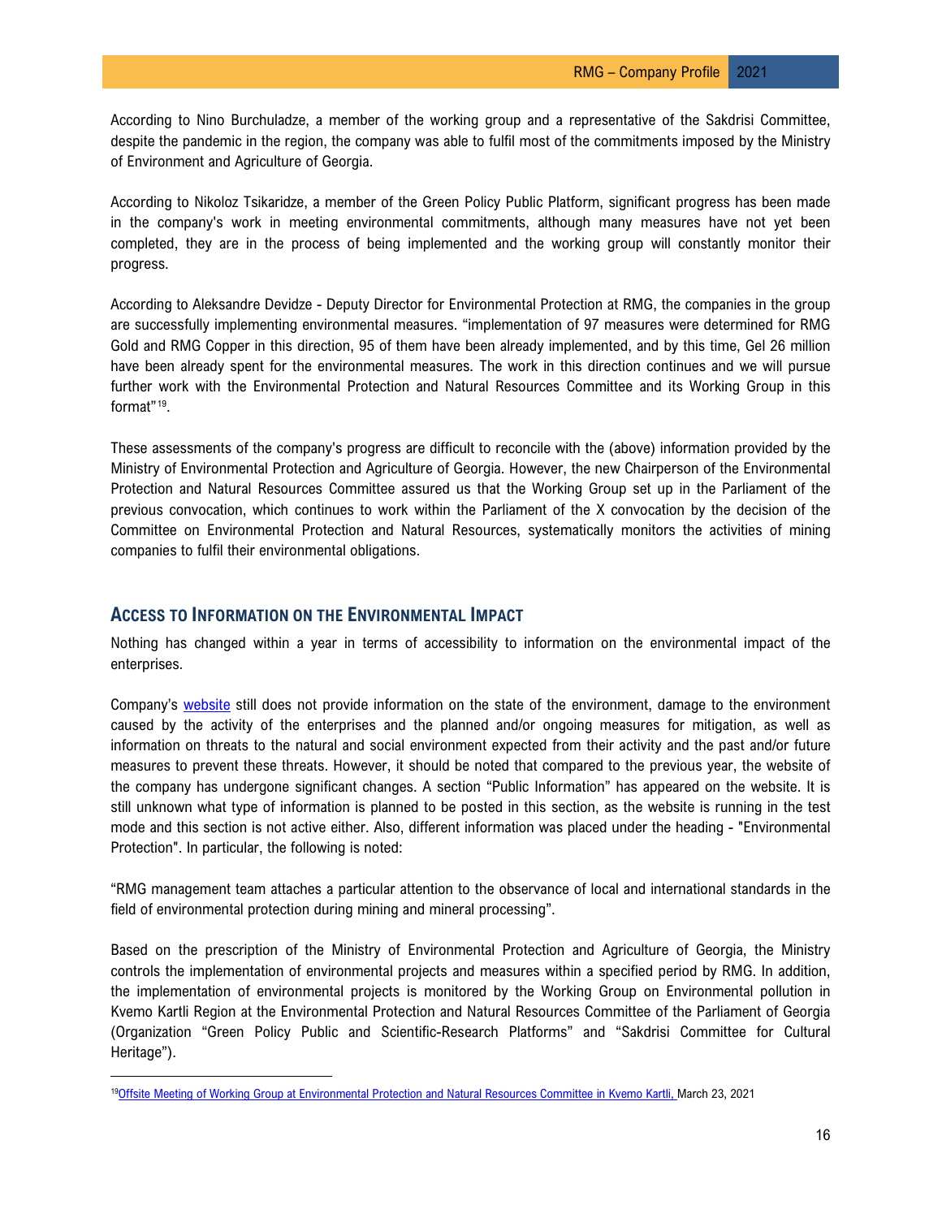According to Nino Burchuladze, a member of the working group and a representative of the Sakdrisi Committee, despite the pandemic in the region, the company was able to fulfil most of the commitments imposed by the Ministry of Environment and Agriculture of Georgia.

According to Nikoloz Tsikaridze, a member of the Green Policy Public Platform, significant progress has been made in the company's work in meeting environmental commitments, although many measures have not yet been completed, they are in the process of being implemented and the working group will constantly monitor their progress.

According to Aleksandre Devidze - Deputy Director for Environmental Protection at RMG, the companies in the group are successfully implementing environmental measures. "implementation of 97 measures were determined for RMG Gold and RMG Copper in this direction, 95 of them have been already implemented, and by this time, Gel 26 million have been already spent for the environmental measures. The work in this direction continues and we will pursue further work with the Environmental Protection and Natural Resources Committee and its Working Group in this format"[19].

These assessments of the company's progress are difficult to reconcile with the (above) information provided by the Ministry of Environmental Protection and Agriculture of Georgia. However, the new Chairperson of the Environmental Protection and Natural Resources Committee assured us that the Working Group set up in the Parliament of the previous convocation, which continues to work within the Parliament of the X convocation by the decision of the Committee on Environmental Protection and Natural Resources, systematically monitors the activities of mining companies to fulfil their environmental obligations.

## Access to Information on the Environmental Impact

Nothing has changed within a year in terms of accessibility to information on the environmental impact of the enterprises.

Company's website still does not provide information on the state of the environment, damage to the environment caused by the activity of the enterprises and the planned and/or ongoing measures for mitigation, as well as information on threats to the natural and social environment expected from their activity and the past and/or future measures to prevent these threats. However, it should be noted that compared to the previous year, the website of the company has undergone significant changes. A section "Public Information" has appeared on the website. It is still unknown what type of information is planned to be posted in this section, as the website is running in the test mode and this section is not active either. Also, different information was placed under the heading - "Environmental Protection". In particular, the following is noted:

"RMG management team attaches a particular attention to the observance of local and international standards in the field of environmental protection during mining and mineral processing".

Based on the prescription of the Ministry of Environmental Protection and Agriculture of Georgia, the Ministry controls the implementation of environmental projects and measures within a specified period by RMG. In addition, the implementation of environmental projects is monitored by the Working Group on Environmental pollution in Kvemo Kartli Region at the Environmental Protection and Natural Resources Committee of the Parliament of Georgia (Organization "Green Policy Public and Scientific-Research Platforms" and "Sakdrisi Committee for Cultural Heritage").

---

[19] Offsite Meeting of Working Group at Environmental Protection and Natural Resources Committee in Kvemo Kartli, March 23, 2021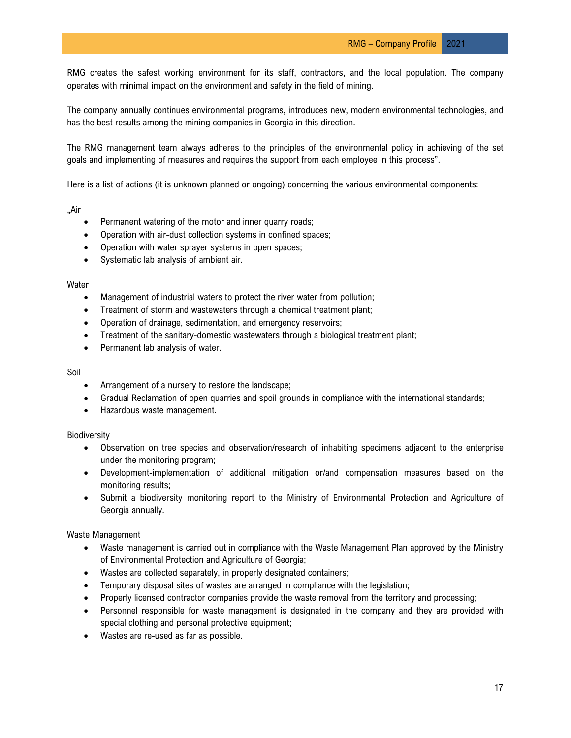RMG creates the safest working environment for its staff, contractors, and the local population. The company operates with minimal impact on the environment and safety in the field of mining.

The company annually continues environmental programs, introduces new, modern environmental technologies, and has the best results among the mining companies in Georgia in this direction.

The RMG management team always adheres to the principles of the environmental policy in achieving of the set goals and implementing of measures and requires the support from each employee in this process".

Here is a list of actions (it is unknown planned or ongoing) concerning the various environmental components:

„Air

- Permanent watering of the motor and inner quarry roads;
- Operation with air-dust collection systems in confined spaces;
- Operation with water sprayer systems in open spaces;
- Systematic lab analysis of ambient air.

Water

- Management of industrial waters to protect the river water from pollution;
- Treatment of storm and wastewaters through a chemical treatment plant;
- Operation of drainage, sedimentation, and emergency reservoirs;
- Treatment of the sanitary-domestic wastewaters through a biological treatment plant;
- Permanent lab analysis of water.

Soil

- Arrangement of a nursery to restore the landscape;
- Gradual Reclamation of open quarries and spoil grounds in compliance with the international standards;
- Hazardous waste management.

Biodiversity

- Observation on tree species and observation/research of inhabiting specimens adjacent to the enterprise under the monitoring program;
- Development-implementation of additional mitigation or/and compensation measures based on the monitoring results;
- Submit a biodiversity monitoring report to the Ministry of Environmental Protection and Agriculture of Georgia annually.

Waste Management

- Waste management is carried out in compliance with the Waste Management Plan approved by the Ministry of Environmental Protection and Agriculture of Georgia;
- Wastes are collected separately, in properly designated containers;
- Temporary disposal sites of wastes are arranged in compliance with the legislation;
- Properly licensed contractor companies provide the waste removal from the territory and processing;
- Personnel responsible for waste management is designated in the company and they are provided with special clothing and personal protective equipment;
- Wastes are re-used as far as possible.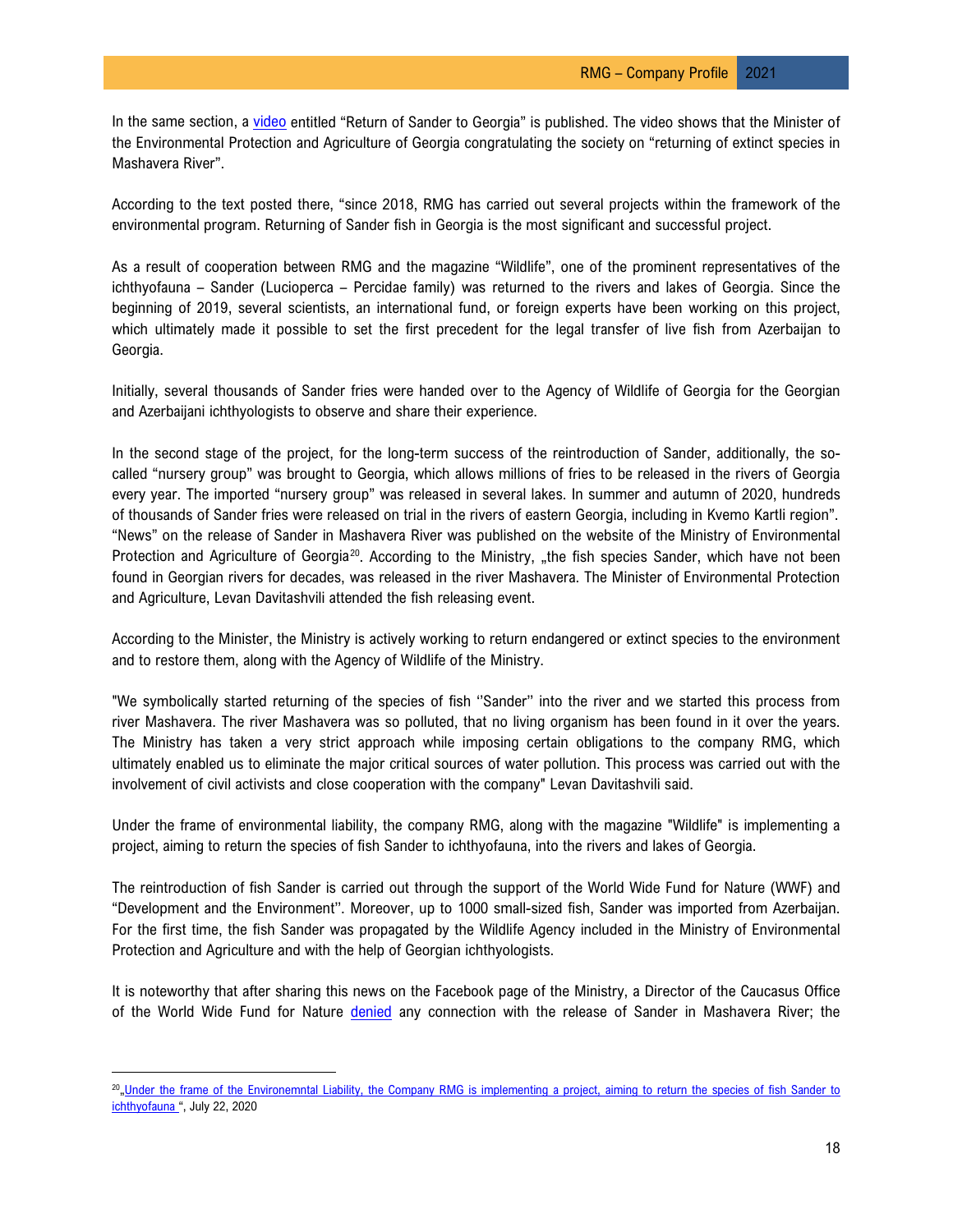In the same section, a video entitled "Return of Sander to Georgia" is published. The video shows that the Minister of the Environmental Protection and Agriculture of Georgia congratulating the society on "returning of extinct species in Mashavera River".

According to the text posted there, "since 2018, RMG has carried out several projects within the framework of the environmental program. Returning of Sander fish in Georgia is the most significant and successful project.

As a result of cooperation between RMG and the magazine "Wildlife", one of the prominent representatives of the ichthyofauna – Sander (Lucioperca – Percidae family) was returned to the rivers and lakes of Georgia. Since the beginning of 2019, several scientists, an international fund, or foreign experts have been working on this project, which ultimately made it possible to set the first precedent for the legal transfer of live fish from Azerbaijan to Georgia.

Initially, several thousands of Sander fries were handed over to the Agency of Wildlife of Georgia for the Georgian and Azerbaijani ichthyologists to observe and share their experience.

In the second stage of the project, for the long-term success of the reintroduction of Sander, additionally, the so-called "nursery group" was brought to Georgia, which allows millions of fries to be released in the rivers of Georgia every year. The imported "nursery group" was released in several lakes. In summer and autumn of 2020, hundreds of thousands of Sander fries were released on trial in the rivers of eastern Georgia, including in Kvemo Kartli region". "News" on the release of Sander in Mashavera River was published on the website of the Ministry of Environmental Protection and Agriculture of Georgia[20]. According to the Ministry, „the fish species Sander, which have not been found in Georgian rivers for decades, was released in the river Mashavera. The Minister of Environmental Protection and Agriculture, Levan Davitashvili attended the fish releasing event.

According to the Minister, the Ministry is actively working to return endangered or extinct species to the environment and to restore them, along with the Agency of Wildlife of the Ministry.

"We symbolically started returning of the species of fish ''Sander'' into the river and we started this process from river Mashavera. The river Mashavera was so polluted, that no living organism has been found in it over the years. The Ministry has taken a very strict approach while imposing certain obligations to the company RMG, which ultimately enabled us to eliminate the major critical sources of water pollution. This process was carried out with the involvement of civil activists and close cooperation with the company" Levan Davitashvili said.

Under the frame of environmental liability, the company RMG, along with the magazine "Wildlife" is implementing a project, aiming to return the species of fish Sander to ichthyofauna, into the rivers and lakes of Georgia.

The reintroduction of fish Sander is carried out through the support of the World Wide Fund for Nature (WWF) and "Development and the Environment''. Moreover, up to 1000 small-sized fish, Sander was imported from Azerbaijan. For the first time, the fish Sander was propagated by the Wildlife Agency included in the Ministry of Environmental Protection and Agriculture and with the help of Georgian ichthyologists.

It is noteworthy that after sharing this news on the Facebook page of the Ministry, a Director of the Caucasus Office of the World Wide Fund for Nature denied any connection with the release of Sander in Mashavera River; the

---

[20] „Under the frame of the Environemntal Liability, the Company RMG is implementing a project, aiming to return the species of fish Sander to ichthyofauna ", July 22, 2020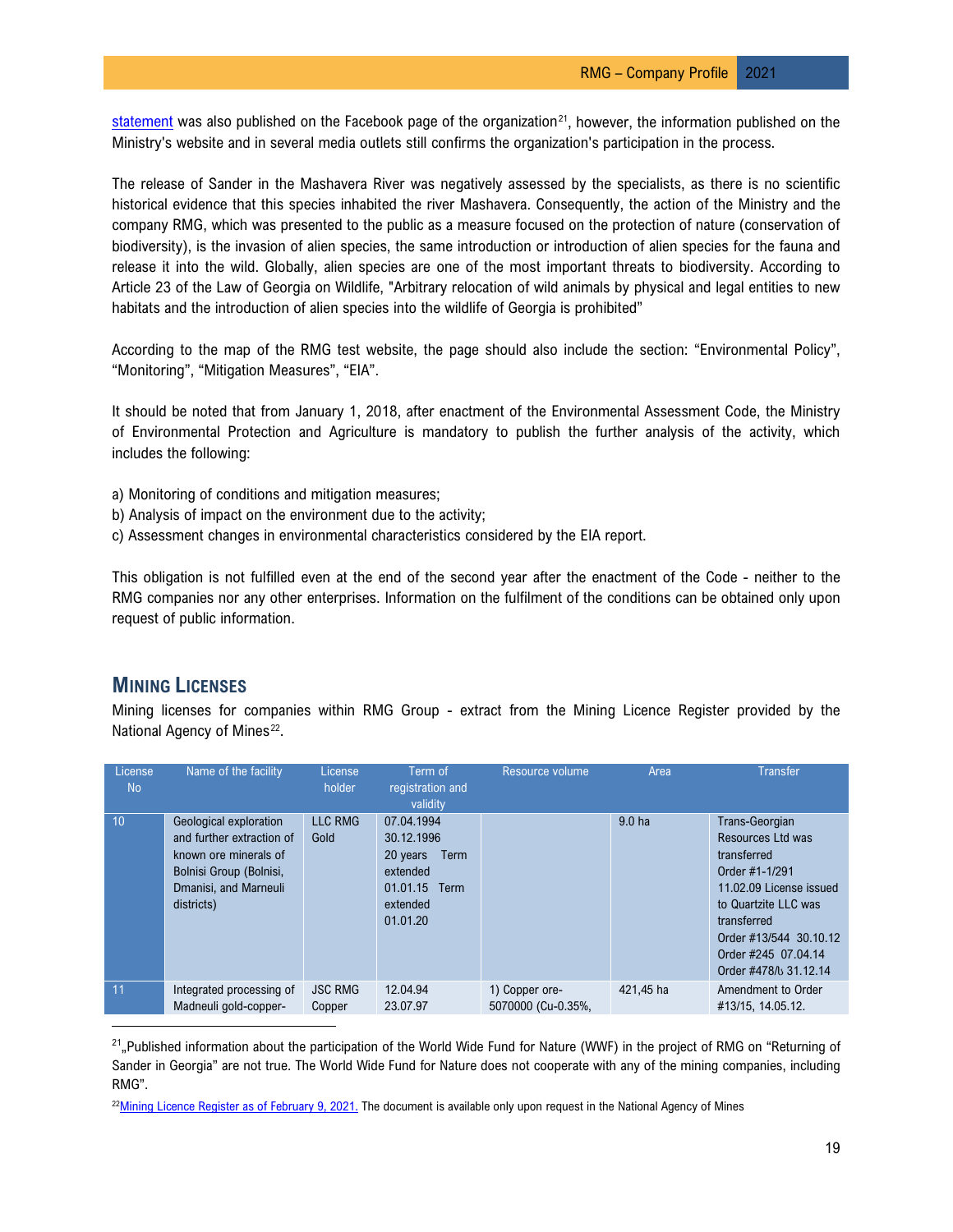statement was also published on the Facebook page of the organization[21], however, the information published on the Ministry's website and in several media outlets still confirms the organization's participation in the process.

The release of Sander in the Mashavera River was negatively assessed by the specialists, as there is no scientific historical evidence that this species inhabited the river Mashavera. Consequently, the action of the Ministry and the company RMG, which was presented to the public as a measure focused on the protection of nature (conservation of biodiversity), is the invasion of alien species, the same introduction or introduction of alien species for the fauna and release it into the wild. Globally, alien species are one of the most important threats to biodiversity. According to Article 23 of the Law of Georgia on Wildlife, "Arbitrary relocation of wild animals by physical and legal entities to new habitats and the introduction of alien species into the wildlife of Georgia is prohibited"

According to the map of the RMG test website, the page should also include the section: "Environmental Policy", "Monitoring", "Mitigation Measures", "EIA".

It should be noted that from January 1, 2018, after enactment of the Environmental Assessment Code, the Ministry of Environmental Protection and Agriculture is mandatory to publish the further analysis of the activity, which includes the following:

a) Monitoring of conditions and mitigation measures;
b) Analysis of impact on the environment due to the activity;
c) Assessment changes in environmental characteristics considered by the EIA report.

This obligation is not fulfilled even at the end of the second year after the enactment of the Code - neither to the RMG companies nor any other enterprises. Information on the fulfilment of the conditions can be obtained only upon request of public information.

## Mining Licenses

Mining licenses for companies within RMG Group - extract from the Mining Licence Register provided by the National Agency of Mines[22].

| License No | Name of the facility | License holder | Term of registration and validity | Resource volume | Area | Transfer |
|---|---|---|---|---|---|---|
| 10 | Geological exploration and further extraction of known ore minerals of Bolnisi Group (Bolnisi, Dmanisi, and Marneuli districts) | LLC RMG Gold | 07.04.1994 30.12.1996 20 years Term extended 01.01.15 Term extended 01.01.20 | | 9.0 ha | Trans-Georgian Resources Ltd was transferred Order #1-1/291 11.02.09 License issued to Quartzite LLC was transferred Order #13/544 30.10.12 Order #245 07.04.14 Order #478/ს 31.12.14 |
| 11 | Integrated processing of Madneuli gold-copper- | JSC RMG Copper | 12.04.94 23.07.97 | 1) Copper ore-5070000 (Cu-0.35%, | 421,45 ha | Amendment to Order #13/15, 14.05.12. |

[21] „Published information about the participation of the World Wide Fund for Nature (WWF) in the project of RMG on "Returning of Sander in Georgia" are not true. The World Wide Fund for Nature does not cooperate with any of the mining companies, including RMG".

[22] Mining Licence Register as of February 9, 2021. The document is available only upon request in the National Agency of Mines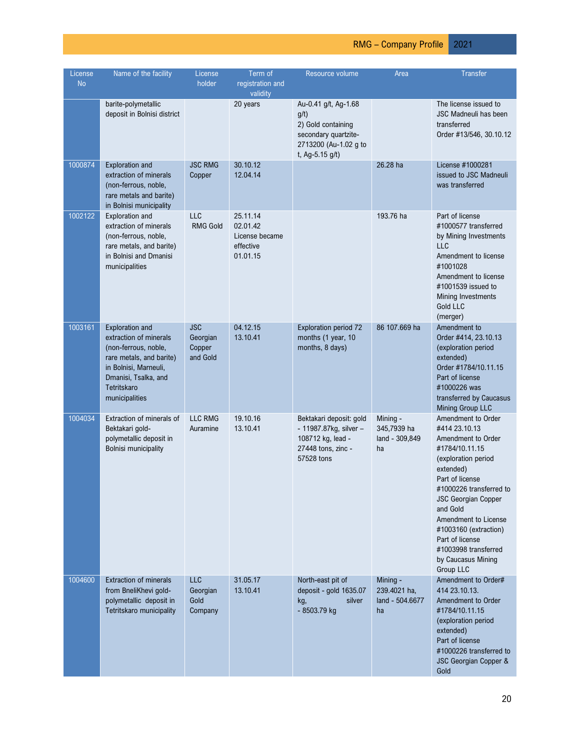| License No | Name of the facility | License holder | Term of registration and validity | Resource volume | Area | Transfer |
|---|---|---|---|---|---|---|
| | barite-polymetallic deposit in Bolnisi district | | 20 years | Au-0.41 g/t, Ag-1.68 g/t)<br>2) Gold containing secondary quartzite-2713200 (Au-1.02 g to t, Ag-5.15 g/t) | | The license issued to JSC Madneuli has been transferred<br>Order #13/546, 30.10.12 |
| 1000874 | Exploration and extraction of minerals (non-ferrous, noble, rare metals and barite) in Bolnisi municipality | JSC RMG Copper | 30.10.12<br>12.04.14 | | 26.28 ha | License #1000281 issued to JSC Madneuli was transferred |
| 1002122 | Exploration and extraction of minerals (non-ferrous, noble, rare metals, and barite) in Bolnisi and Dmanisi municipalities | LLC RMG Gold | 25.11.14<br>02.01.42<br>License became effective 01.01.15 | | 193.76 ha | Part of license #1000577 transferred by Mining Investments LLC<br>Amendment to license #1001028<br>Amendment to license #1001539 issued to Mining Investments Gold LLC<br>(merger) |
| 1003161 | Exploration and extraction of minerals (non-ferrous, noble, rare metals, and barite) in Bolnisi, Marneuli, Dmanisi, Tsalka, and Tetritskaro municipalities | JSC Georgian Copper and Gold | 04.12.15<br>13.10.41 | Exploration period 72 months (1 year, 10 months, 8 days) | 86 107.669 ha | Amendment to Order #414, 23.10.13 (exploration period extended)<br>Order #1784/10.11.15<br>Part of license #1000226 was transferred by Caucasus Mining Group LLC |
| 1004034 | Extraction of minerals of Bektakari gold-polymetallic deposit in Bolnisi municipality | LLC RMG Auramine | 19.10.16<br>13.10.41 | Bektakari deposit: gold - 11987.87kg, silver – 108712 kg, lead - 27448 tons, zinc - 57528 tons | Mining - 345,7939 ha<br>land - 309,849 ha | Amendment to Order #414 23.10.13<br>Amendment to Order #1784/10.11.15 (exploration period extended)<br>Part of license #1000226 transferred to JSC Georgian Copper and Gold<br>Amendment to License #1003160 (extraction)<br>Part of license #1003998 transferred by Caucasus Mining Group LLC |
| 1004600 | Extraction of minerals from BneliKhevi gold-polymetallic deposit in Tetritskaro municipality | LLC Georgian Gold Company | 31.05.17<br>13.10.41 | North-east pit of deposit - gold 1635.07 kg, silver - 8503.79 kg | Mining - 239.4021 ha,<br>land - 504.6677 ha | Amendment to Order# 414 23.10.13.<br>Amendment to Order #1784/10.11.15 (exploration period extended)<br>Part of license #1000226 transferred to JSC Georgian Copper & Gold |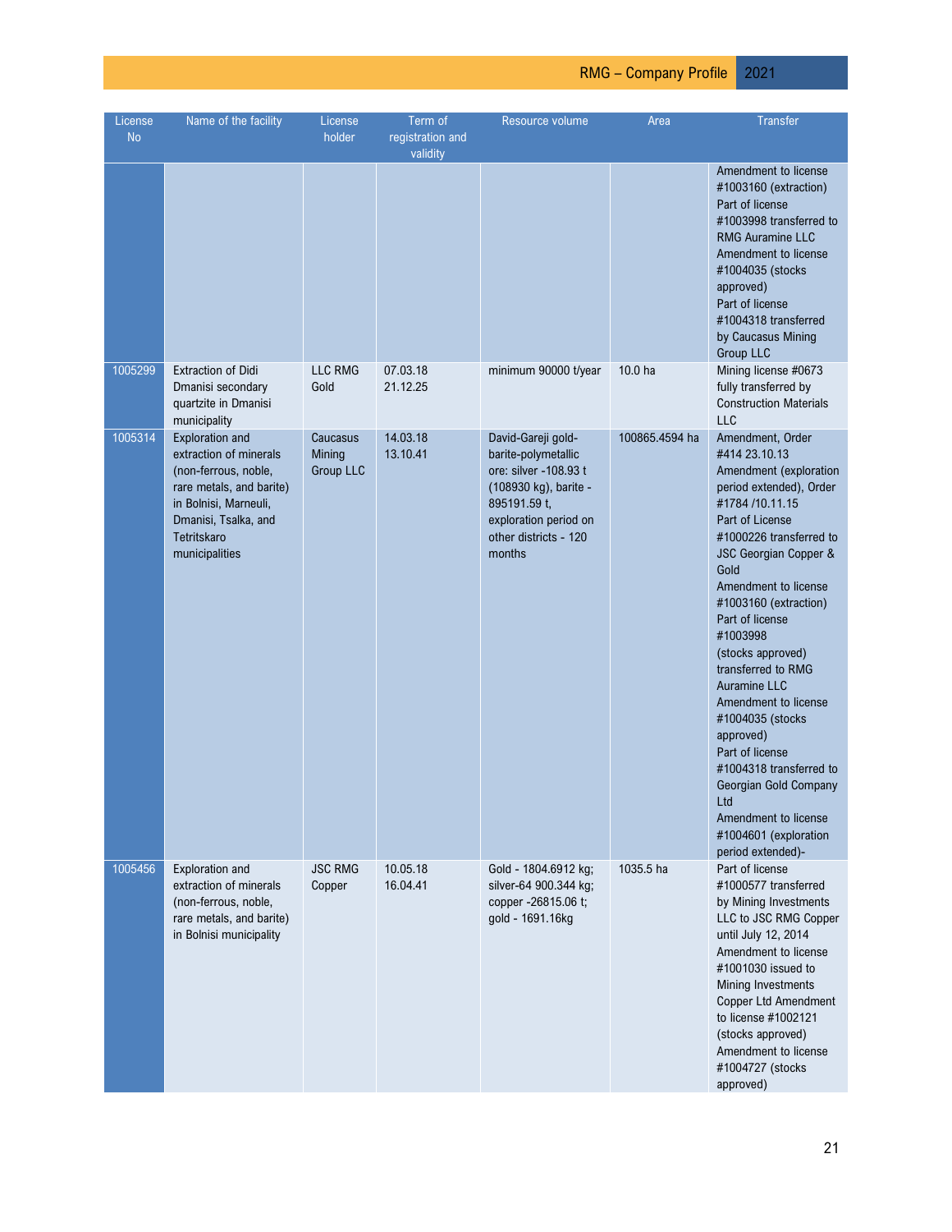| License No | Name of the facility | License holder | Term of registration and validity | Resource volume | Area | Transfer |
|---|---|---|---|---|---|---|
| | | | | | | Amendment to license #1003160 (extraction) Part of license #1003998 transferred to RMG Auramine LLC Amendment to license #1004035 (stocks approved) Part of license #1004318 transferred by Caucasus Mining Group LLC |
| 1005299 | Extraction of Didi Dmanisi secondary quartzite in Dmanisi municipality | LLC RMG Gold | 07.03.18 21.12.25 | minimum 90000 t/year | 10.0 ha | Mining license #0673 fully transferred by Construction Materials LLC |
| 1005314 | Exploration and extraction of minerals (non-ferrous, noble, rare metals, and barite) in Bolnisi, Marneuli, Dmanisi, Tsalka, and Tetritskaro municipalities | Caucasus Mining Group LLC | 14.03.18 13.10.41 | David-Gareji gold-barite-polymetallic ore: silver -108.93 t (108930 kg), barite - 895191.59 t, exploration period on other districts - 120 months | 100865.4594 ha | Amendment, Order #414 23.10.13 Amendment (exploration period extended), Order #1784 /10.11.15 Part of License #1000226 transferred to JSC Georgian Copper & Gold Amendment to license #1003160 (extraction) Part of license #1003998 (stocks approved) transferred to RMG Auramine LLC Amendment to license #1004035 (stocks approved) Part of license #1004318 transferred to Georgian Gold Company Ltd Amendment to license #1004601 (exploration period extended)- |
| 1005456 | Exploration and extraction of minerals (non-ferrous, noble, rare metals, and barite) in Bolnisi municipality | JSC RMG Copper | 10.05.18 16.04.41 | Gold - 1804.6912 kg; silver-64 900.344 kg; copper -26815.06 t; gold - 1691.16kg | 1035.5 ha | Part of license #1000577 transferred by Mining Investments LLC to JSC RMG Copper until July 12, 2014 Amendment to license #1001030 issued to Mining Investments Copper Ltd Amendment to license #1002121 (stocks approved) Amendment to license #1004727 (stocks approved) |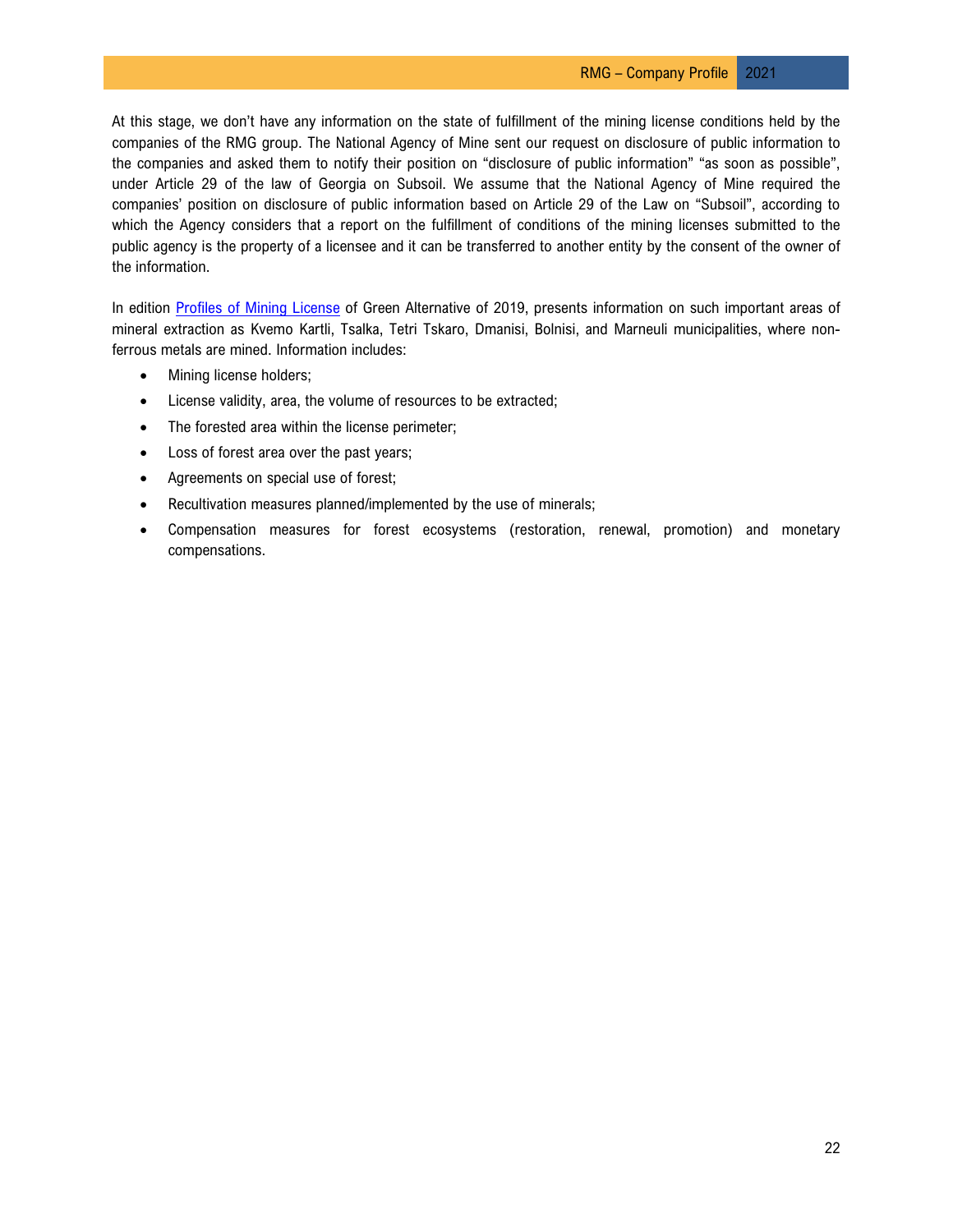At this stage, we don't have any information on the state of fulfillment of the mining license conditions held by the companies of the RMG group. The National Agency of Mine sent our request on disclosure of public information to the companies and asked them to notify their position on "disclosure of public information" "as soon as possible", under Article 29 of the law of Georgia on Subsoil. We assume that the National Agency of Mine required the companies' position on disclosure of public information based on Article 29 of the Law on "Subsoil", according to which the Agency considers that a report on the fulfillment of conditions of the mining licenses submitted to the public agency is the property of a licensee and it can be transferred to another entity by the consent of the owner of the information.

In edition Profiles of Mining License of Green Alternative of 2019, presents information on such important areas of mineral extraction as Kvemo Kartli, Tsalka, Tetri Tskaro, Dmanisi, Bolnisi, and Marneuli municipalities, where non-ferrous metals are mined. Information includes:

- Mining license holders;
- License validity, area, the volume of resources to be extracted;
- The forested area within the license perimeter;
- Loss of forest area over the past years;
- Agreements on special use of forest;
- Recultivation measures planned/implemented by the use of minerals;
- Compensation measures for forest ecosystems (restoration, renewal, promotion) and monetary compensations.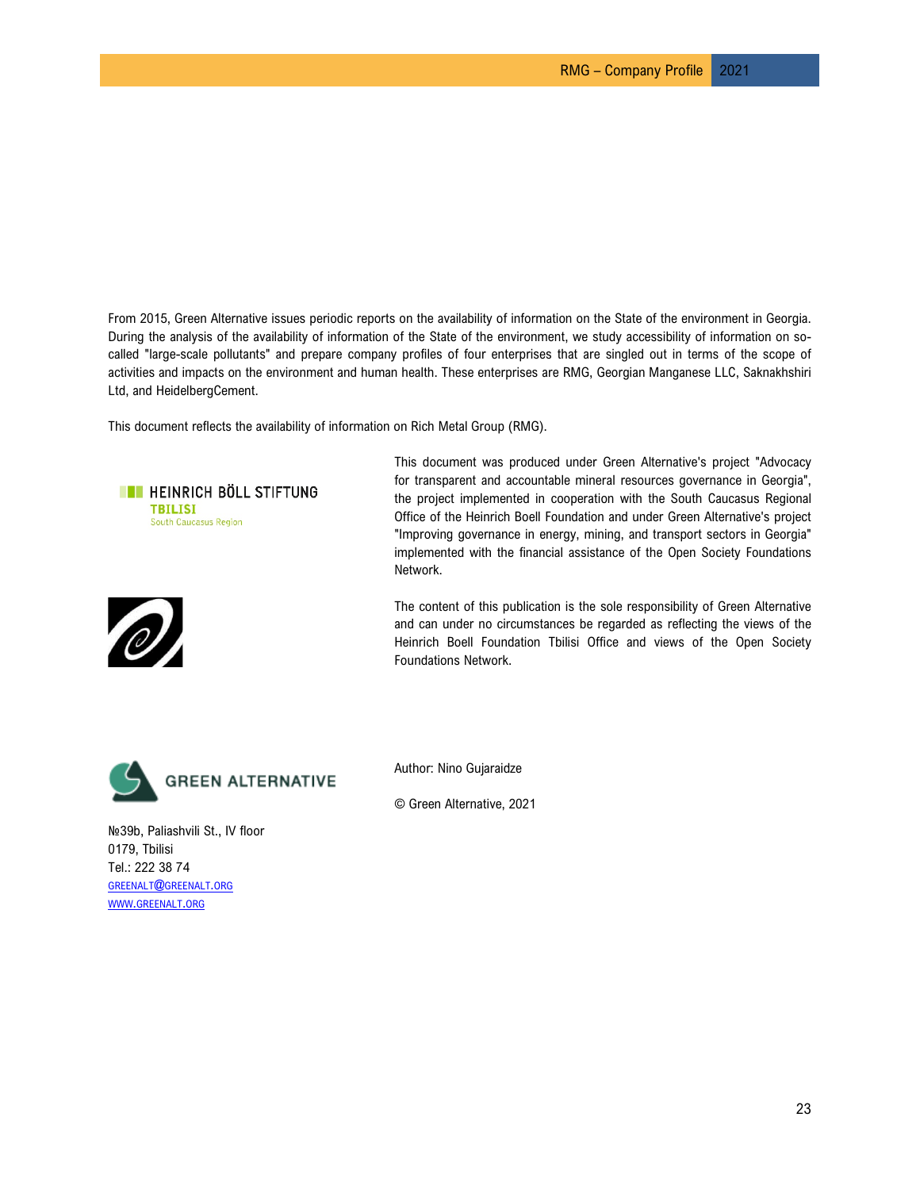From 2015, Green Alternative issues periodic reports on the availability of information on the State of the environment in Georgia. During the analysis of the availability of information of the State of the environment, we study accessibility of information on so-called "large-scale pollutants" and prepare company profiles of four enterprises that are singled out in terms of the scope of activities and impacts on the environment and human health. These enterprises are RMG, Georgian Manganese LLC, Saknakhshiri Ltd, and HeidelbergCement.

This document reflects the availability of information on Rich Metal Group (RMG).

HEINRICH BÖLL STIFTUNG
TBILISI
South Caucasus Region

This document was produced under Green Alternative's project "Advocacy for transparent and accountable mineral resources governance in Georgia", the project implemented in cooperation with the South Caucasus Regional Office of the Heinrich Boell Foundation and under Green Alternative's project "Improving governance in energy, mining, and transport sectors in Georgia" implemented with the financial assistance of the Open Society Foundations Network.

The content of this publication is the sole responsibility of Green Alternative and can under no circumstances be regarded as reflecting the views of the Heinrich Boell Foundation Tbilisi Office and views of the Open Society Foundations Network.

GREEN ALTERNATIVE

№39b, Paliashvili St., IV floor
0179, Tbilisi
Tel.: 222 38 74
GREENALT@GREENALT.ORG
WWW.GREENALT.ORG

Author: Nino Gujaraidze

© Green Alternative, 2021